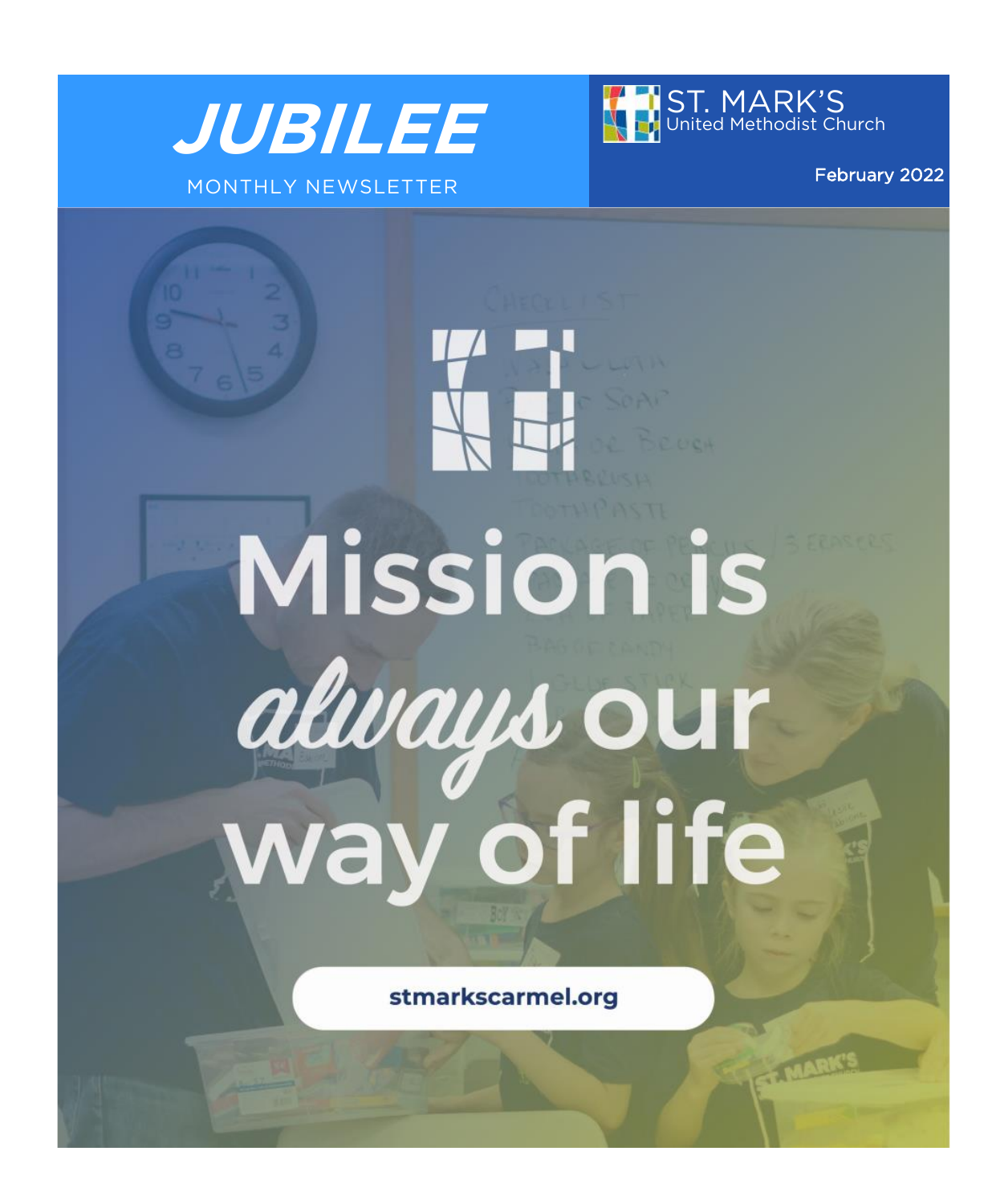# JUBILEE

MONTHLY NEWSLETTER

ST. MARK'S
United Methodist Church

February 2022

Mission is *always* our way of life

stmarkscarmel.org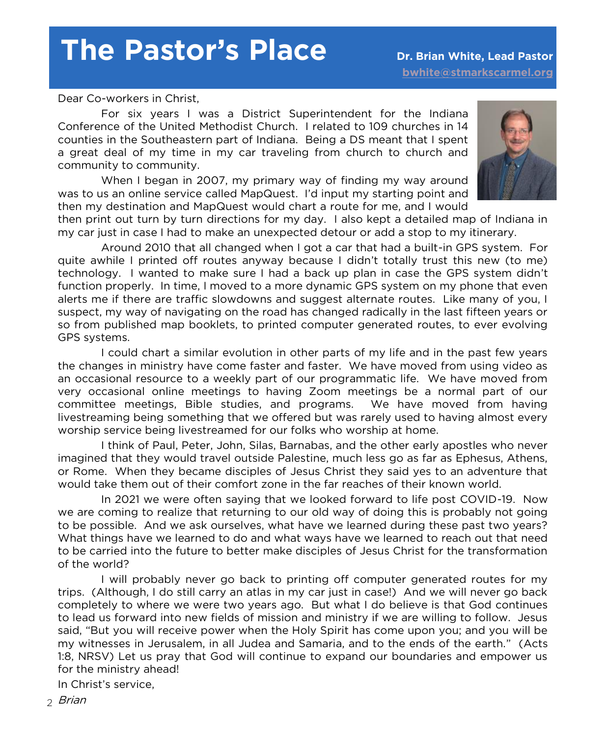# The Pastor's Place

**Dr. Brian White, Lead Pastor**
**bwhite@stmarkscarmel.org**

Dear Co-workers in Christ,

For six years I was a District Superintendent for the Indiana Conference of the United Methodist Church. I related to 109 churches in 14 counties in the Southeastern part of Indiana. Being a DS meant that I spent a great deal of my time in my car traveling from church to church and community to community.

When I began in 2007, my primary way of finding my way around was to us an online service called MapQuest. I'd input my starting point and then my destination and MapQuest would chart a route for me, and I would then print out turn by turn directions for my day. I also kept a detailed map of Indiana in my car just in case I had to make an unexpected detour or add a stop to my itinerary.

Around 2010 that all changed when I got a car that had a built-in GPS system. For quite awhile I printed off routes anyway because I didn't totally trust this new (to me) technology. I wanted to make sure I had a back up plan in case the GPS system didn't function properly. In time, I moved to a more dynamic GPS system on my phone that even alerts me if there are traffic slowdowns and suggest alternate routes. Like many of you, I suspect, my way of navigating on the road has changed radically in the last fifteen years or so from published map booklets, to printed computer generated routes, to ever evolving GPS systems.

I could chart a similar evolution in other parts of my life and in the past few years the changes in ministry have come faster and faster. We have moved from using video as an occasional resource to a weekly part of our programmatic life. We have moved from very occasional online meetings to having Zoom meetings be a normal part of our committee meetings, Bible studies, and programs. We have moved from having livestreaming being something that we offered but was rarely used to having almost every worship service being livestreamed for our folks who worship at home.

I think of Paul, Peter, John, Silas, Barnabas, and the other early apostles who never imagined that they would travel outside Palestine, much less go as far as Ephesus, Athens, or Rome. When they became disciples of Jesus Christ they said yes to an adventure that would take them out of their comfort zone in the far reaches of their known world.

In 2021 we were often saying that we looked forward to life post COVID-19. Now we are coming to realize that returning to our old way of doing this is probably not going to be possible. And we ask ourselves, what have we learned during these past two years? What things have we learned to do and what ways have we learned to reach out that need to be carried into the future to better make disciples of Jesus Christ for the transformation of the world?

I will probably never go back to printing off computer generated routes for my trips. (Although, I do still carry an atlas in my car just in case!) And we will never go back completely to where we were two years ago. But what I do believe is that God continues to lead us forward into new fields of mission and ministry if we are willing to follow. Jesus said, "But you will receive power when the Holy Spirit has come upon you; and you will be my witnesses in Jerusalem, in all Judea and Samaria, and to the ends of the earth." (Acts 1:8, NRSV) Let us pray that God will continue to expand our boundaries and empower us for the ministry ahead!

In Christ's service,

*Brian*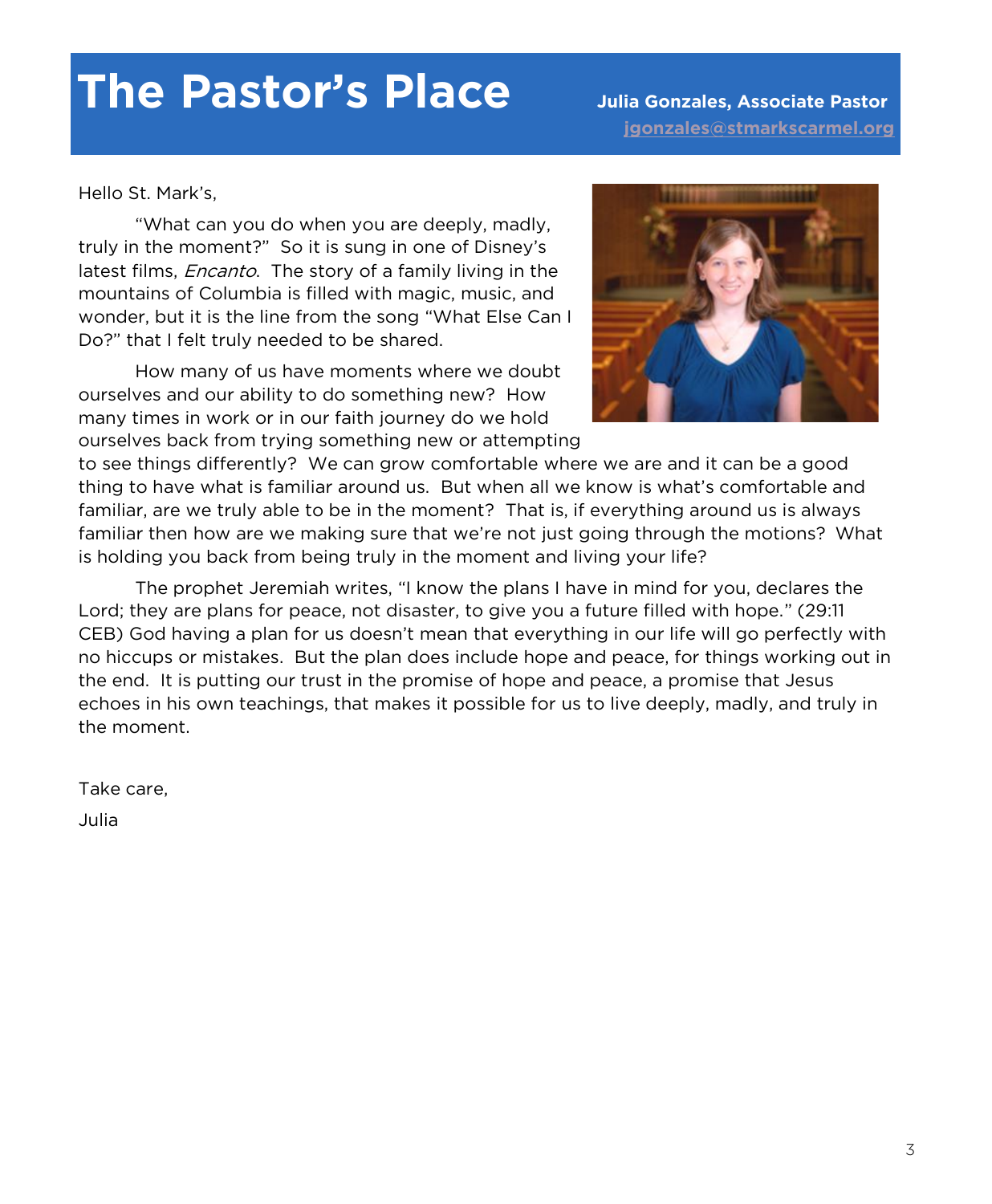# The Pastor's Place

**Julia Gonzales, Associate Pastor**
**jgonzales@stmarkscarmel.org**

Hello St. Mark's,

"What can you do when you are deeply, madly, truly in the moment?" So it is sung in one of Disney's latest films, *Encanto*. The story of a family living in the mountains of Columbia is filled with magic, music, and wonder, but it is the line from the song "What Else Can I Do?" that I felt truly needed to be shared.

How many of us have moments where we doubt ourselves and our ability to do something new? How many times in work or in our faith journey do we hold ourselves back from trying something new or attempting to see things differently? We can grow comfortable where we are and it can be a good thing to have what is familiar around us. But when all we know is what's comfortable and familiar, are we truly able to be in the moment? That is, if everything around us is always familiar then how are we making sure that we're not just going through the motions? What is holding you back from being truly in the moment and living your life?

The prophet Jeremiah writes, "I know the plans I have in mind for you, declares the Lord; they are plans for peace, not disaster, to give you a future filled with hope." (29:11 CEB) God having a plan for us doesn't mean that everything in our life will go perfectly with no hiccups or mistakes. But the plan does include hope and peace, for things working out in the end. It is putting our trust in the promise of hope and peace, a promise that Jesus echoes in his own teachings, that makes it possible for us to live deeply, madly, and truly in the moment.

Take care,

Julia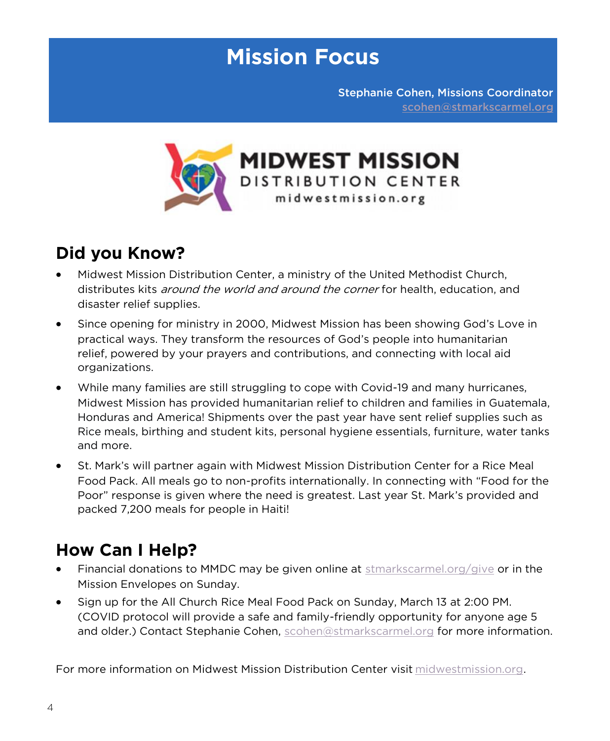# Mission Focus

Stephanie Cohen, Missions Coordinator
scohen@stmarkscarmel.org

MIDWEST MISSION
DISTRIBUTION CENTER
midwestmission.org

## Did you Know?

- Midwest Mission Distribution Center, a ministry of the United Methodist Church, distributes kits *around the world and around the corner* for health, education, and disaster relief supplies.
- Since opening for ministry in 2000, Midwest Mission has been showing God's Love in practical ways. They transform the resources of God's people into humanitarian relief, powered by your prayers and contributions, and connecting with local aid organizations.
- While many families are still struggling to cope with Covid-19 and many hurricanes, Midwest Mission has provided humanitarian relief to children and families in Guatemala, Honduras and America! Shipments over the past year have sent relief supplies such as Rice meals, birthing and student kits, personal hygiene essentials, furniture, water tanks and more.
- St. Mark's will partner again with Midwest Mission Distribution Center for a Rice Meal Food Pack. All meals go to non-profits internationally. In connecting with "Food for the Poor" response is given where the need is greatest. Last year St. Mark's provided and packed 7,200 meals for people in Haiti!

## How Can I Help?

- Financial donations to MMDC may be given online at stmarkscarmel.org/give or in the Mission Envelopes on Sunday.
- Sign up for the All Church Rice Meal Food Pack on Sunday, March 13 at 2:00 PM. (COVID protocol will provide a safe and family-friendly opportunity for anyone age 5 and older.) Contact Stephanie Cohen, scohen@stmarkscarmel.org for more information.

For more information on Midwest Mission Distribution Center visit midwestmission.org.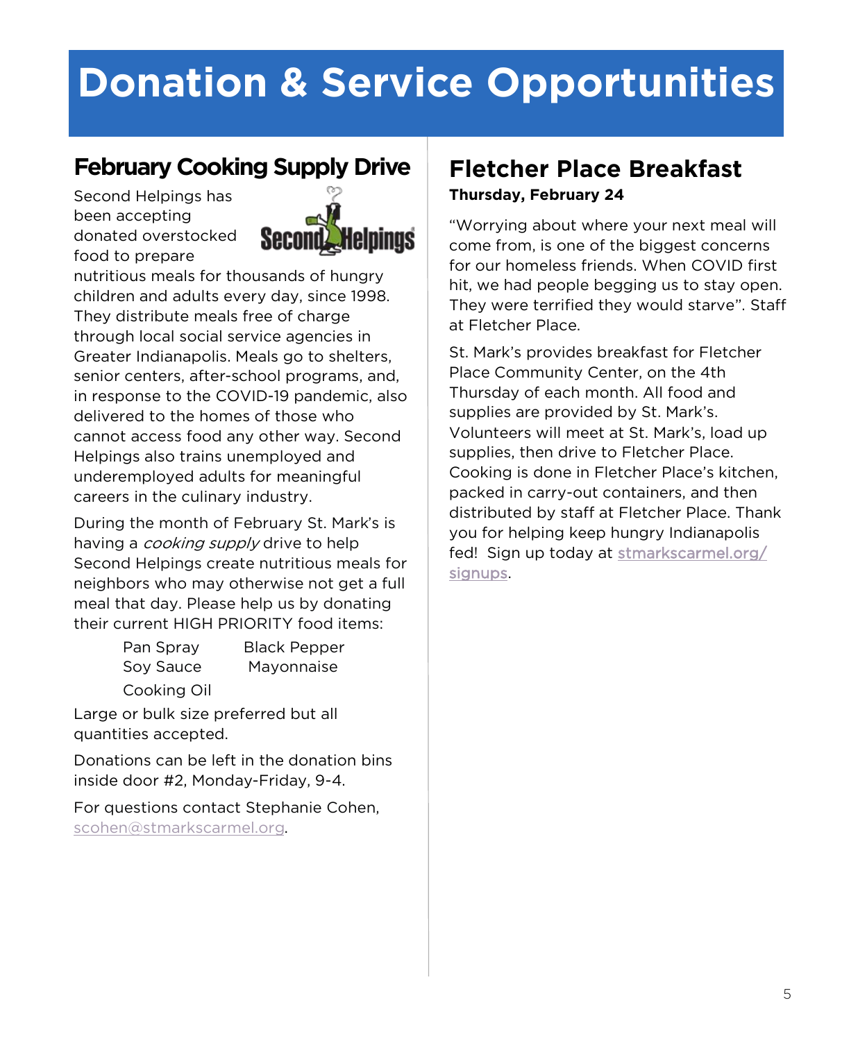# Donation & Service Opportunities

## February Cooking Supply Drive

Second Helpings has been accepting donated overstocked food to prepare nutritious meals for thousands of hungry children and adults every day, since 1998. They distribute meals free of charge through local social service agencies in Greater Indianapolis. Meals go to shelters, senior centers, after-school programs, and, in response to the COVID-19 pandemic, also delivered to the homes of those who cannot access food any other way. Second Helpings also trains unemployed and underemployed adults for meaningful careers in the culinary industry.

During the month of February St. Mark's is having a *cooking supply* drive to help Second Helpings create nutritious meals for neighbors who may otherwise not get a full meal that day. Please help us by donating their current HIGH PRIORITY food items:

- Pan Spray
- Black Pepper
- Soy Sauce
- Mayonnaise
- Cooking Oil

Large or bulk size preferred but all quantities accepted.

Donations can be left in the donation bins inside door #2, Monday-Friday, 9-4.

For questions contact Stephanie Cohen, scohen@stmarkscarmel.org.

## Fletcher Place Breakfast

**Thursday, February 24**

"Worrying about where your next meal will come from, is one of the biggest concerns for our homeless friends. When COVID first hit, we had people begging us to stay open. They were terrified they would starve". Staff at Fletcher Place.

St. Mark's provides breakfast for Fletcher Place Community Center, on the 4th Thursday of each month. All food and supplies are provided by St. Mark's. Volunteers will meet at St. Mark's, load up supplies, then drive to Fletcher Place. Cooking is done in Fletcher Place's kitchen, packed in carry-out containers, and then distributed by staff at Fletcher Place. Thank you for helping keep hungry Indianapolis fed! Sign up today at stmarkscarmel.org/signups.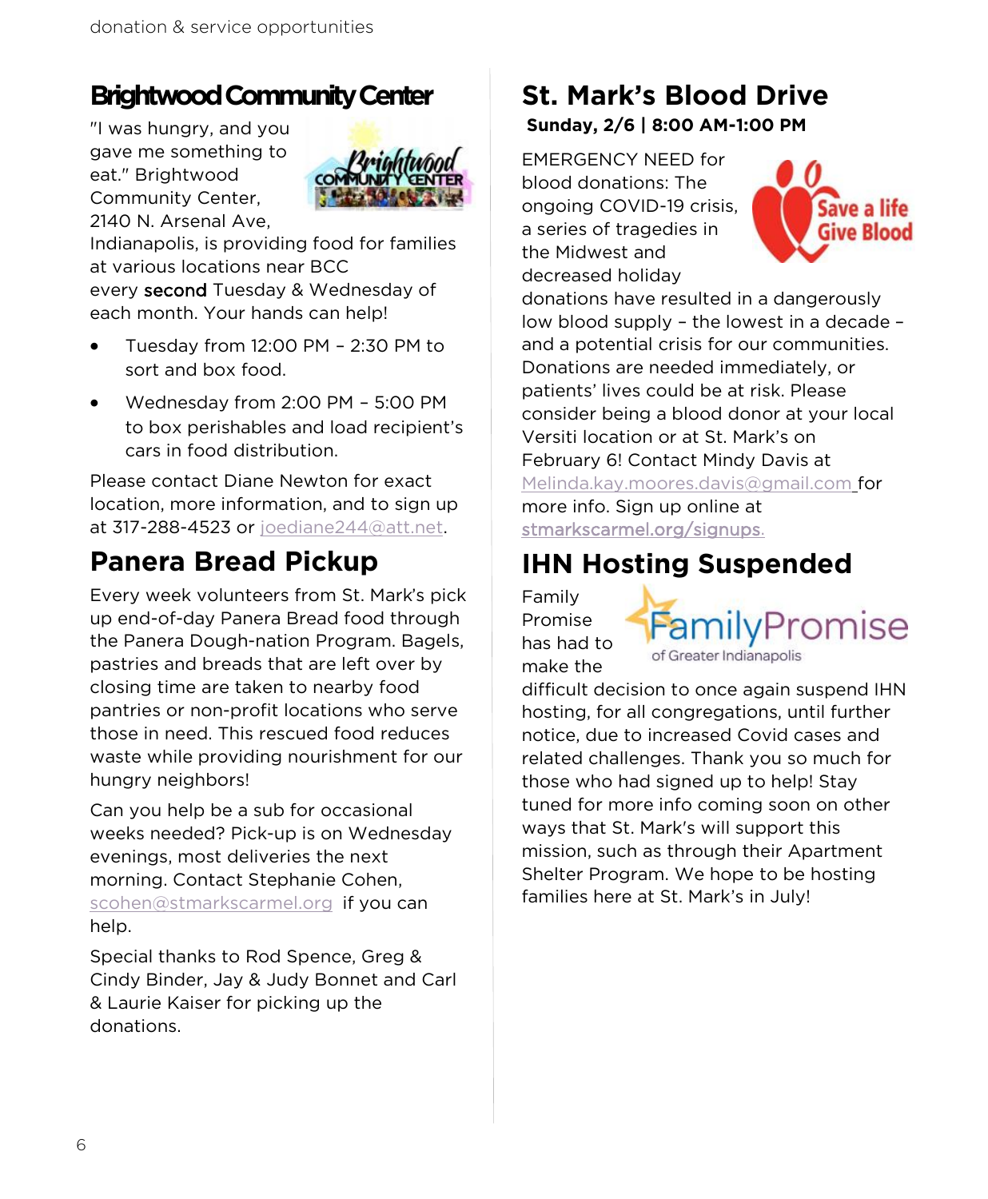## Brightwood Community Center

"I was hungry, and you gave me something to eat." Brightwood Community Center, 2140 N. Arsenal Ave, Indianapolis, is providing food for families at various locations near BCC every **second** Tuesday & Wednesday of each month. Your hands can help!

- Tuesday from 12:00 PM – 2:30 PM to sort and box food.
- Wednesday from 2:00 PM – 5:00 PM to box perishables and load recipient's cars in food distribution.

Please contact Diane Newton for exact location, more information, and to sign up at 317-288-4523 or joediane244@att.net.

## Panera Bread Pickup

Every week volunteers from St. Mark's pick up end-of-day Panera Bread food through the Panera Dough-nation Program. Bagels, pastries and breads that are left over by closing time are taken to nearby food pantries or non-profit locations who serve those in need. This rescued food reduces waste while providing nourishment for our hungry neighbors!

Can you help be a sub for occasional weeks needed? Pick-up is on Wednesday evenings, most deliveries the next morning. Contact Stephanie Cohen, scohen@stmarkscarmel.org if you can help.

Special thanks to Rod Spence, Greg & Cindy Binder, Jay & Judy Bonnet and Carl & Laurie Kaiser for picking up the donations.

## St. Mark's Blood Drive

**Sunday, 2/6 | 8:00 AM-1:00 PM**

EMERGENCY NEED for blood donations: The ongoing COVID-19 crisis, a series of tragedies in the Midwest and decreased holiday donations have resulted in a dangerously low blood supply – the lowest in a decade – and a potential crisis for our communities. Donations are needed immediately, or patients' lives could be at risk. Please consider being a blood donor at your local Versiti location or at St. Mark's on February 6! Contact Mindy Davis at Melinda.kay.moores.davis@gmail.com for more info. Sign up online at stmarkscarmel.org/signups.

## IHN Hosting Suspended

Family Promise has had to make the difficult decision to once again suspend IHN hosting, for all congregations, until further notice, due to increased Covid cases and related challenges. Thank you so much for those who had signed up to help! Stay tuned for more info coming soon on other ways that St. Mark's will support this mission, such as through their Apartment Shelter Program. We hope to be hosting families here at St. Mark's in July!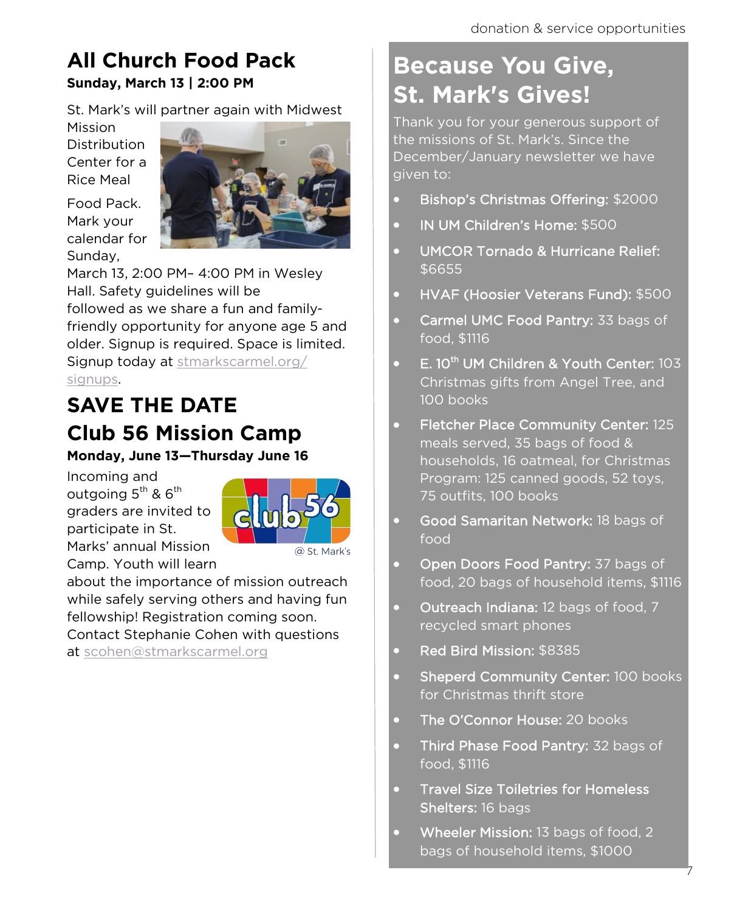## All Church Food Pack

**Sunday, March 13 | 2:00 PM**

St. Mark's will partner again with Midwest Mission Distribution Center for a Rice Meal Food Pack. Mark your calendar for Sunday, March 13, 2:00 PM– 4:00 PM in Wesley Hall. Safety guidelines will be followed as we share a fun and family-friendly opportunity for anyone age 5 and older. Signup is required. Space is limited. Signup today at stmarkscarmel.org/signups.

## SAVE THE DATE

## Club 56 Mission Camp

**Monday, June 13—Thursday June 16**

Incoming and outgoing 5th & 6th graders are invited to participate in St. Marks' annual Mission Camp. Youth will learn about the importance of mission outreach while safely serving others and having fun fellowship! Registration coming soon. Contact Stephanie Cohen with questions at scohen@stmarkscarmel.org

@ St. Mark's

## Because You Give, St. Mark's Gives!

Thank you for your generous support of the missions of St. Mark's. Since the December/January newsletter we have given to:

- **Bishop's Christmas Offering:** $2000
- **IN UM Children's Home:** $500
- **UMCOR Tornado & Hurricane Relief:** $6655
- **HVAF (Hoosier Veterans Fund):** $500
- **Carmel UMC Food Pantry:** 33 bags of food, $1116
- **E. 10th UM Children & Youth Center:** 103 Christmas gifts from Angel Tree, and 100 books
- **Fletcher Place Community Center:** 125 meals served, 35 bags of food & households, 16 oatmeal, for Christmas Program: 125 canned goods, 52 toys, 75 outfits, 100 books
- **Good Samaritan Network:** 18 bags of food
- **Open Doors Food Pantry:** 37 bags of food, 20 bags of household items, $1116
- **Outreach Indiana:** 12 bags of food, 7 recycled smart phones
- **Red Bird Mission:** $8385
- **Sheperd Community Center:** 100 books for Christmas thrift store
- **The O'Connor House:** 20 books
- **Third Phase Food Pantry:** 32 bags of food, $1116
- **Travel Size Toiletries for Homeless Shelters:** 16 bags
- **Wheeler Mission:** 13 bags of food, 2 bags of household items, $1000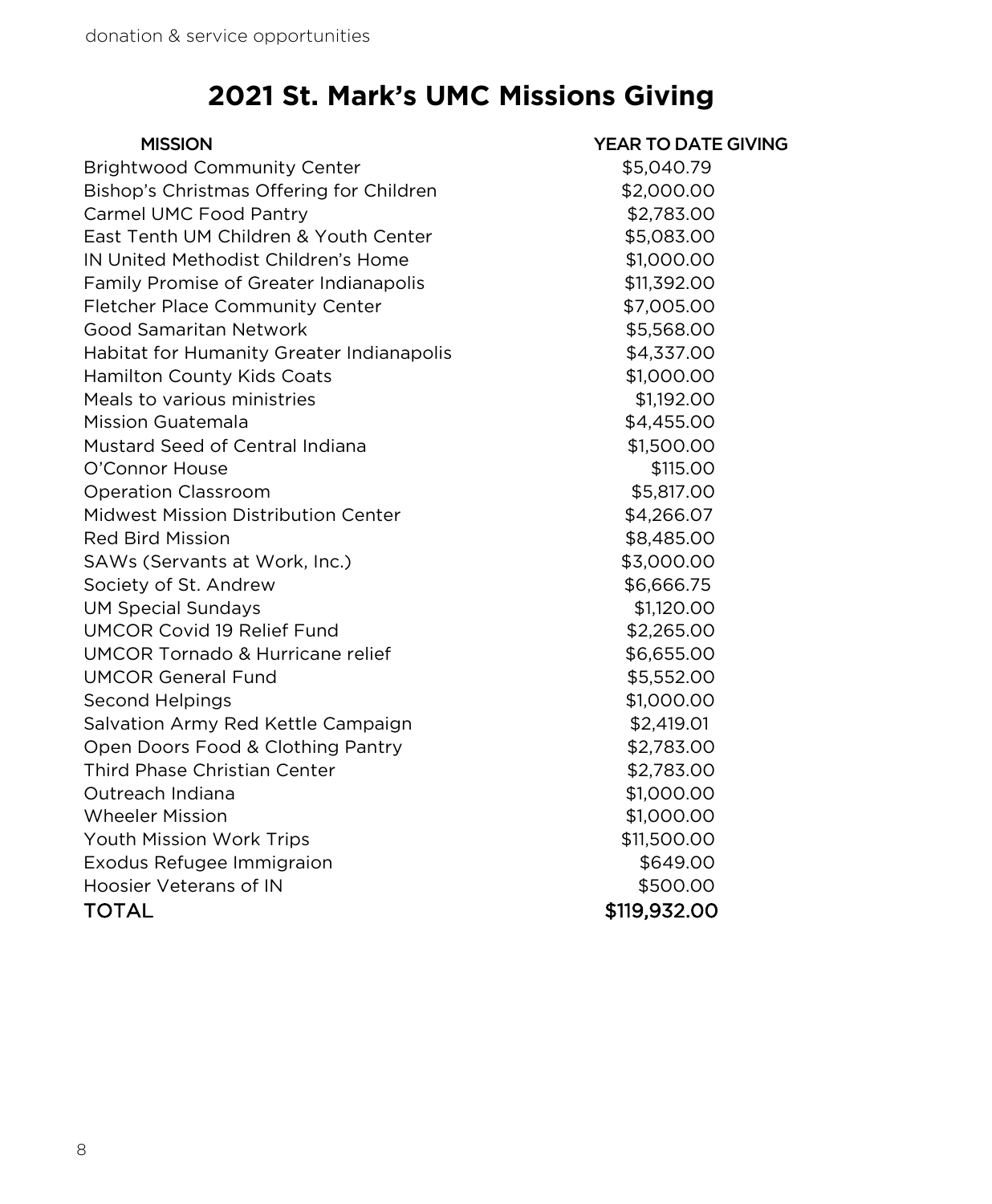# 2021 St. Mark's UMC Missions Giving

| MISSION | YEAR TO DATE GIVING |
| --- | --- |
| Brightwood Community Center | $5,040.79 |
| Bishop's Christmas Offering for Children | $2,000.00 |
| Carmel UMC Food Pantry | $2,783.00 |
| East Tenth UM Children & Youth Center | $5,083.00 |
| IN United Methodist Children's Home | $1,000.00 |
| Family Promise of Greater Indianapolis | $11,392.00 |
| Fletcher Place Community Center | $7,005.00 |
| Good Samaritan Network | $5,568.00 |
| Habitat for Humanity Greater Indianapolis | $4,337.00 |
| Hamilton County Kids Coats | $1,000.00 |
| Meals to various ministries | $1,192.00 |
| Mission Guatemala | $4,455.00 |
| Mustard Seed of Central Indiana | $1,500.00 |
| O'Connor House | $115.00 |
| Operation Classroom | $5,817.00 |
| Midwest Mission Distribution Center | $4,266.07 |
| Red Bird Mission | $8,485.00 |
| SAWs (Servants at Work, Inc.) | $3,000.00 |
| Society of St. Andrew | $6,666.75 |
| UM Special Sundays | $1,120.00 |
| UMCOR Covid 19 Relief Fund | $2,265.00 |
| UMCOR Tornado & Hurricane relief | $6,655.00 |
| UMCOR General Fund | $5,552.00 |
| Second Helpings | $1,000.00 |
| Salvation Army Red Kettle Campaign | $2,419.01 |
| Open Doors Food & Clothing Pantry | $2,783.00 |
| Third Phase Christian Center | $2,783.00 |
| Outreach Indiana | $1,000.00 |
| Wheeler Mission | $1,000.00 |
| Youth Mission Work Trips | $11,500.00 |
| Exodus Refugee Immigraion | $649.00 |
| Hoosier Veterans of IN | $500.00 |
| TOTAL | $119,932.00 |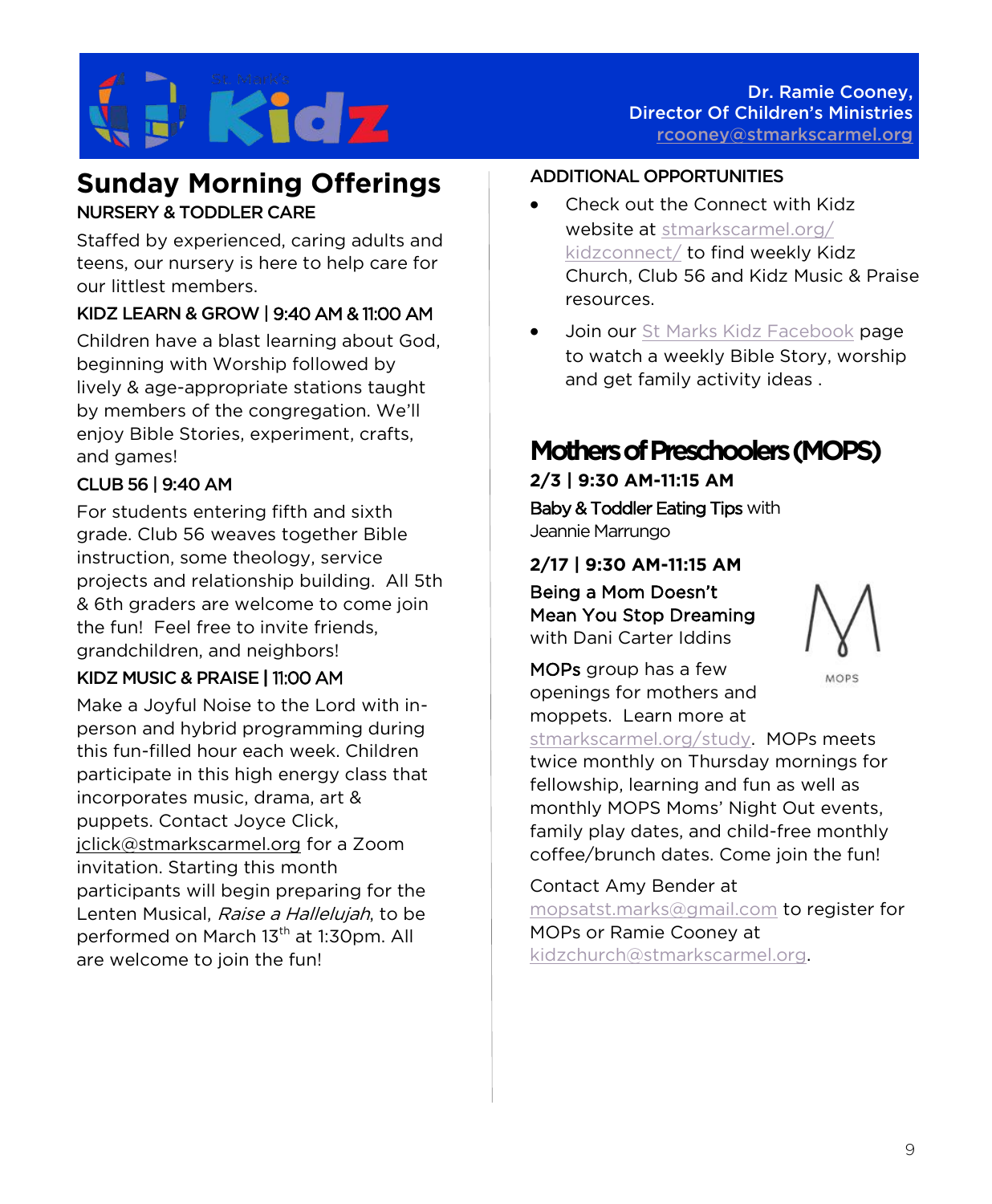St. Mark's Kidz

Dr. Ramie Cooney,
Director Of Children's Ministries
rcooney@stmarkscarmel.org

# Sunday Morning Offerings

### NURSERY & TODDLER CARE

Staffed by experienced, caring adults and teens, our nursery is here to help care for our littlest members.

### KIDZ LEARN & GROW | 9:40 AM & 11:00 AM

Children have a blast learning about God, beginning with Worship followed by lively & age-appropriate stations taught by members of the congregation. We'll enjoy Bible Stories, experiment, crafts, and games!

### CLUB 56 | 9:40 AM

For students entering fifth and sixth grade. Club 56 weaves together Bible instruction, some theology, service projects and relationship building. All 5th & 6th graders are welcome to come join the fun! Feel free to invite friends, grandchildren, and neighbors!

### KIDZ MUSIC & PRAISE | 11:00 AM

Make a Joyful Noise to the Lord with in-person and hybrid programming during this fun-filled hour each week. Children participate in this high energy class that incorporates music, drama, art & puppets. Contact Joyce Click, jclick@stmarkscarmel.org for a Zoom invitation. Starting this month participants will begin preparing for the Lenten Musical, *Raise a Hallelujah*, to be performed on March 13th at 1:30pm. All are welcome to join the fun!

### ADDITIONAL OPPORTUNITIES

- Check out the Connect with Kidz website at stmarkscarmel.org/kidzconnect/ to find weekly Kidz Church, Club 56 and Kidz Music & Praise resources.
- Join our St Marks Kidz Facebook page to watch a weekly Bible Story, worship and get family activity ideas .

# Mothers of Preschoolers (MOPS)

**2/3 | 9:30 AM-11:15 AM**

Baby & Toddler Eating Tips with Jeannie Marrungo

**2/17 | 9:30 AM-11:15 AM**

Being a Mom Doesn't Mean You Stop Dreaming with Dani Carter Iddins

MOPS

MOPs group has a few openings for mothers and moppets. Learn more at stmarkscarmel.org/study. MOPs meets twice monthly on Thursday mornings for fellowship, learning and fun as well as monthly MOPS Moms' Night Out events, family play dates, and child-free monthly coffee/brunch dates. Come join the fun!

Contact Amy Bender at mopsatst.marks@gmail.com to register for MOPs or Ramie Cooney at kidzchurch@stmarkscarmel.org.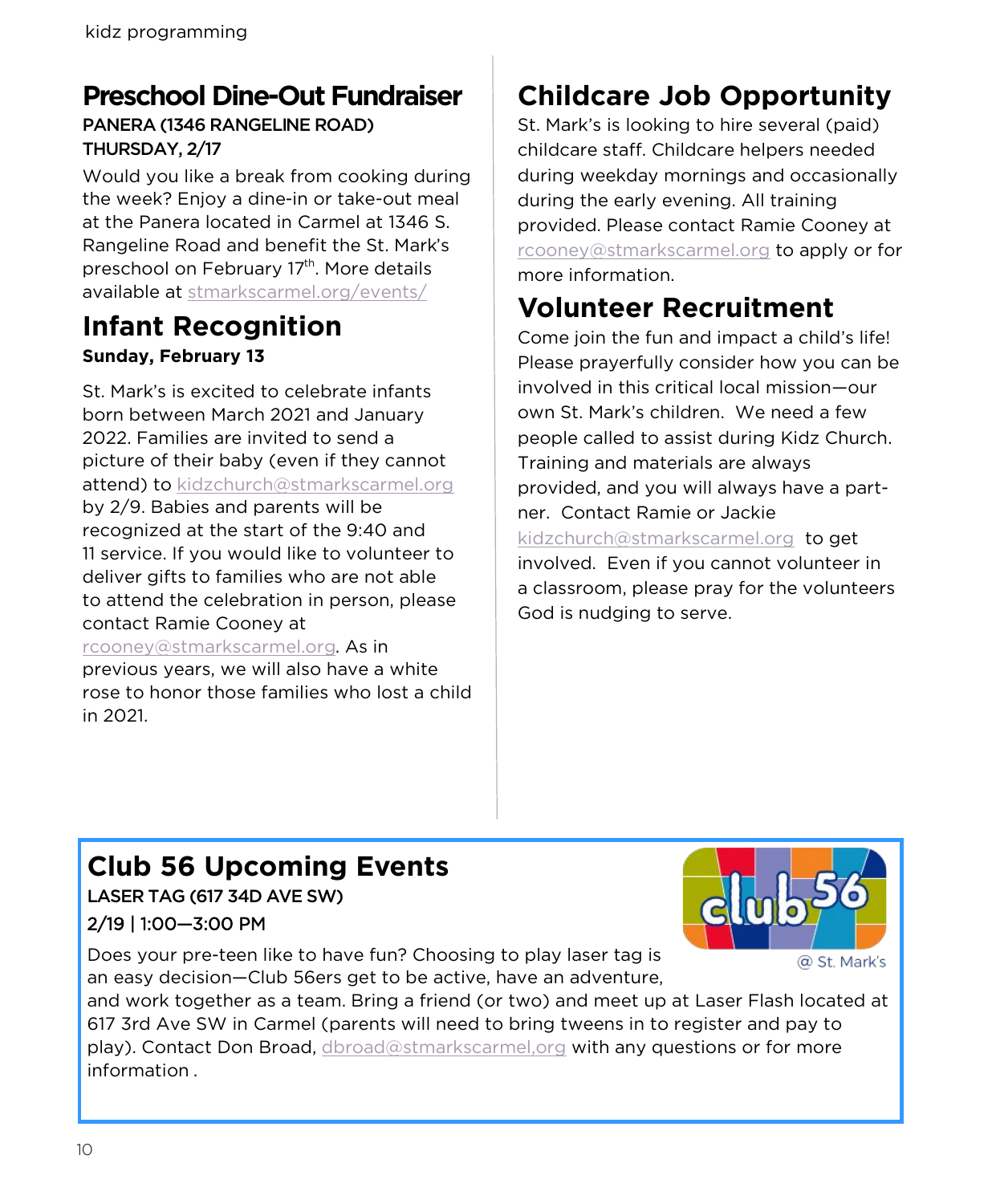kidz programming

## Preschool Dine-Out Fundraiser

**PANERA (1346 RANGELINE ROAD)**
**THURSDAY, 2/17**

Would you like a break from cooking during the week? Enjoy a dine-in or take-out meal at the Panera located in Carmel at 1346 S. Rangeline Road and benefit the St. Mark's preschool on February 17th. More details available at stmarkscarmel.org/events/

## Infant Recognition

**Sunday, February 13**

St. Mark's is excited to celebrate infants born between March 2021 and January 2022. Families are invited to send a picture of their baby (even if they cannot attend) to kidzchurch@stmarkscarmel.org by 2/9. Babies and parents will be recognized at the start of the 9:40 and 11 service. If you would like to volunteer to deliver gifts to families who are not able to attend the celebration in person, please contact Ramie Cooney at rcooney@stmarkscarmel.org. As in previous years, we will also have a white rose to honor those families who lost a child in 2021.

## Childcare Job Opportunity

St. Mark's is looking to hire several (paid) childcare staff. Childcare helpers needed during weekday mornings and occasionally during the early evening. All training provided. Please contact Ramie Cooney at rcooney@stmarkscarmel.org to apply or for more information.

## Volunteer Recruitment

Come join the fun and impact a child's life! Please prayerfully consider how you can be involved in this critical local mission—our own St. Mark's children. We need a few people called to assist during Kidz Church. Training and materials are always provided, and you will always have a partner. Contact Ramie or Jackie kidzchurch@stmarkscarmel.org to get involved. Even if you cannot volunteer in a classroom, please pray for the volunteers God is nudging to serve.

## Club 56 Upcoming Events

**LASER TAG (617 34D AVE SW)**
**2/19 | 1:00—3:00 PM**

club56 @ St. Mark's

Does your pre-teen like to have fun? Choosing to play laser tag is an easy decision—Club 56ers get to be active, have an adventure, and work together as a team. Bring a friend (or two) and meet up at Laser Flash located at 617 3rd Ave SW in Carmel (parents will need to bring tweens in to register and pay to play). Contact Don Broad, dbroad@stmarkscarmel,org with any questions or for more information .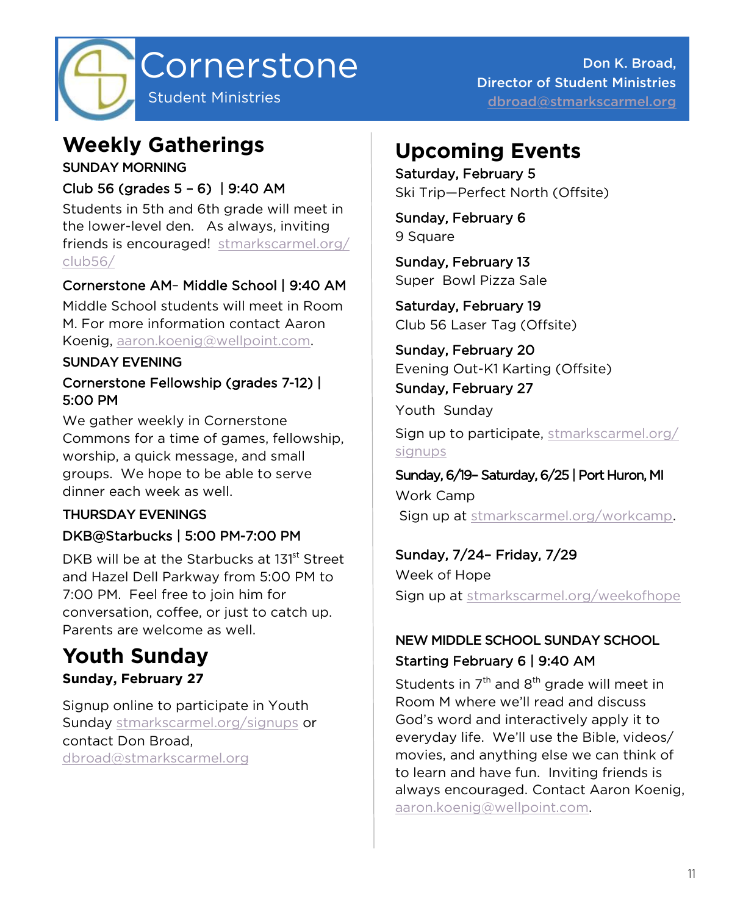# Cornerstone

Student Ministries

Don K. Broad,
Director of Student Ministries
dbroad@stmarkscarmel.org

## Weekly Gatherings

**SUNDAY MORNING**

**Club 56 (grades 5 – 6) | 9:40 AM**

Students in 5th and 6th grade will meet in the lower-level den. As always, inviting friends is encouraged! stmarkscarmel.org/club56/

**Cornerstone AM– Middle School | 9:40 AM**

Middle School students will meet in Room M. For more information contact Aaron Koenig, aaron.koenig@wellpoint.com.

**SUNDAY EVENING**

**Cornerstone Fellowship (grades 7-12) | 5:00 PM**

We gather weekly in Cornerstone Commons for a time of games, fellowship, worship, a quick message, and small groups. We hope to be able to serve dinner each week as well.

**THURSDAY EVENINGS**

**DKB@Starbucks | 5:00 PM-7:00 PM**

DKB will be at the Starbucks at 131st Street and Hazel Dell Parkway from 5:00 PM to 7:00 PM. Feel free to join him for conversation, coffee, or just to catch up. Parents are welcome as well.

## Youth Sunday

**Sunday, February 27**

Signup online to participate in Youth Sunday stmarkscarmel.org/signups or contact Don Broad, dbroad@stmarkscarmel.org

## Upcoming Events

**Saturday, February 5**
Ski Trip—Perfect North (Offsite)

**Sunday, February 6**
9 Square

**Sunday, February 13**
Super Bowl Pizza Sale

**Saturday, February 19**
Club 56 Laser Tag (Offsite)

**Sunday, February 20**
Evening Out-K1 Karting (Offsite)

**Sunday, February 27**
Youth Sunday

Sign up to participate, stmarkscarmel.org/signups

**Sunday, 6/19– Saturday, 6/25 | Port Huron, MI**
Work Camp
Sign up at stmarkscarmel.org/workcamp.

**Sunday, 7/24– Friday, 7/29**
Week of Hope
Sign up at stmarkscarmel.org/weekofhope

**NEW MIDDLE SCHOOL SUNDAY SCHOOL**

**Starting February 6 | 9:40 AM**

Students in 7th and 8th grade will meet in Room M where we'll read and discuss God's word and interactively apply it to everyday life. We'll use the Bible, videos/movies, and anything else we can think of to learn and have fun. Inviting friends is always encouraged. Contact Aaron Koenig, aaron.koenig@wellpoint.com.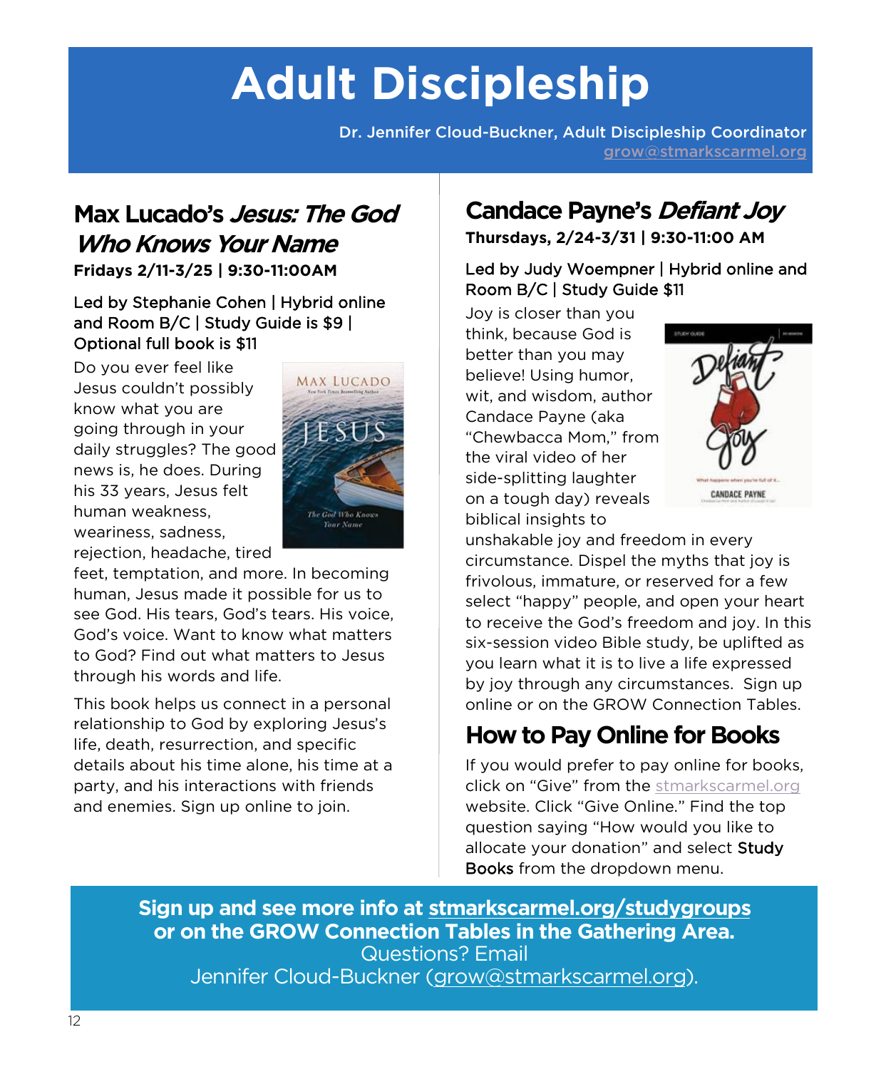# Adult Discipleship

Dr. Jennifer Cloud-Buckner, Adult Discipleship Coordinator
grow@stmarkscarmel.org

## Max Lucado's *Jesus: The God Who Knows Your Name*

**Fridays 2/11-3/25 | 9:30-11:00AM**

Led by Stephanie Cohen | Hybrid online and Room B/C | Study Guide is $9 | Optional full book is $11

Do you ever feel like Jesus couldn't possibly know what you are going through in your daily struggles? The good news is, he does. During his 33 years, Jesus felt human weakness, weariness, sadness, rejection, headache, tired feet, temptation, and more. In becoming human, Jesus made it possible for us to see God. His tears, God's tears. His voice, God's voice. Want to know what matters to God? Find out what matters to Jesus through his words and life.

This book helps us connect in a personal relationship to God by exploring Jesus's life, death, resurrection, and specific details about his time alone, his time at a party, and his interactions with friends and enemies. Sign up online to join.

## Candace Payne's *Defiant Joy*

**Thursdays, 2/24-3/31 | 9:30-11:00 AM**

Led by Judy Woempner | Hybrid online and Room B/C | Study Guide $11

Joy is closer than you think, because God is better than you may believe! Using humor, wit, and wisdom, author Candace Payne (aka "Chewbacca Mom," from the viral video of her side-splitting laughter on a tough day) reveals biblical insights to unshakable joy and freedom in every circumstance. Dispel the myths that joy is frivolous, immature, or reserved for a few select "happy" people, and open your heart to receive the God's freedom and joy. In this six-session video Bible study, be uplifted as you learn what it is to live a life expressed by joy through any circumstances. Sign up online or on the GROW Connection Tables.

## How to Pay Online for Books

If you would prefer to pay online for books, click on "Give" from the stmarkscarmel.org website. Click "Give Online." Find the top question saying "How would you like to allocate your donation" and select Study Books from the dropdown menu.

**Sign up and see more info at stmarkscarmel.org/studygroups or on the GROW Connection Tables in the Gathering Area.**
Questions? Email Jennifer Cloud-Buckner (grow@stmarkscarmel.org).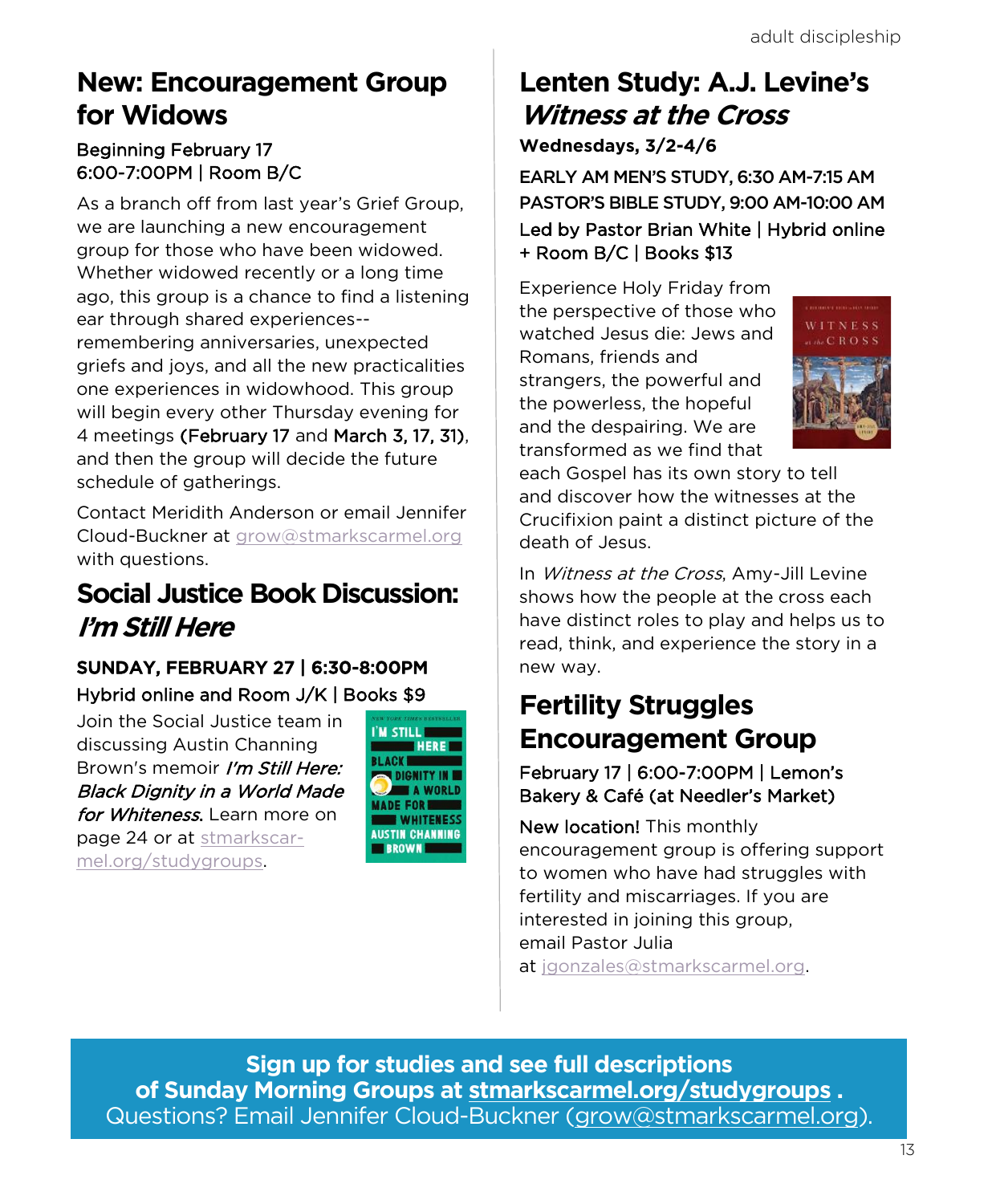## New: Encouragement Group for Widows

Beginning February 17
6:00-7:00PM | Room B/C

As a branch off from last year's Grief Group, we are launching a new encouragement group for those who have been widowed. Whether widowed recently or a long time ago, this group is a chance to find a listening ear through shared experiences--remembering anniversaries, unexpected griefs and joys, and all the new practicalities one experiences in widowhood. This group will begin every other Thursday evening for 4 meetings **(February 17** and **March 3, 17, 31)**, and then the group will decide the future schedule of gatherings.

Contact Meridith Anderson or email Jennifer Cloud-Buckner at grow@stmarkscarmel.org with questions.

## Social Justice Book Discussion: *I'm Still Here*

**SUNDAY, FEBRUARY 27 | 6:30-8:00PM**
Hybrid online and Room J/K | Books $9

Join the Social Justice team in discussing Austin Channing Brown's memoir ***I'm Still Here: Black Dignity in a World Made for Whiteness.*** Learn more on page 24 or at stmarkscarmel.org/studygroups.

## Lenten Study: A.J. Levine's *Witness at the Cross*

**Wednesdays, 3/2-4/6**

**EARLY AM MEN'S STUDY, 6:30 AM-7:15 AM**
**PASTOR'S BIBLE STUDY, 9:00 AM-10:00 AM**
Led by Pastor Brian White | Hybrid online + Room B/C | Books $13

Experience Holy Friday from the perspective of those who watched Jesus die: Jews and Romans, friends and strangers, the powerful and the powerless, the hopeful and the despairing. We are transformed as we find that each Gospel has its own story to tell and discover how the witnesses at the Crucifixion paint a distinct picture of the death of Jesus.

In *Witness at the Cross*, Amy-Jill Levine shows how the people at the cross each have distinct roles to play and helps us to read, think, and experience the story in a new way.

## Fertility Struggles Encouragement Group

February 17 | 6:00-7:00PM | Lemon's Bakery & Café (at Needler's Market)

New location! This monthly encouragement group is offering support to women who have had struggles with fertility and miscarriages. If you are interested in joining this group, email Pastor Julia at jgonzales@stmarkscarmel.org.

**Sign up for studies and see full descriptions of Sunday Morning Groups at stmarkscarmel.org/studygroups .**
Questions? Email Jennifer Cloud-Buckner (grow@stmarkscarmel.org).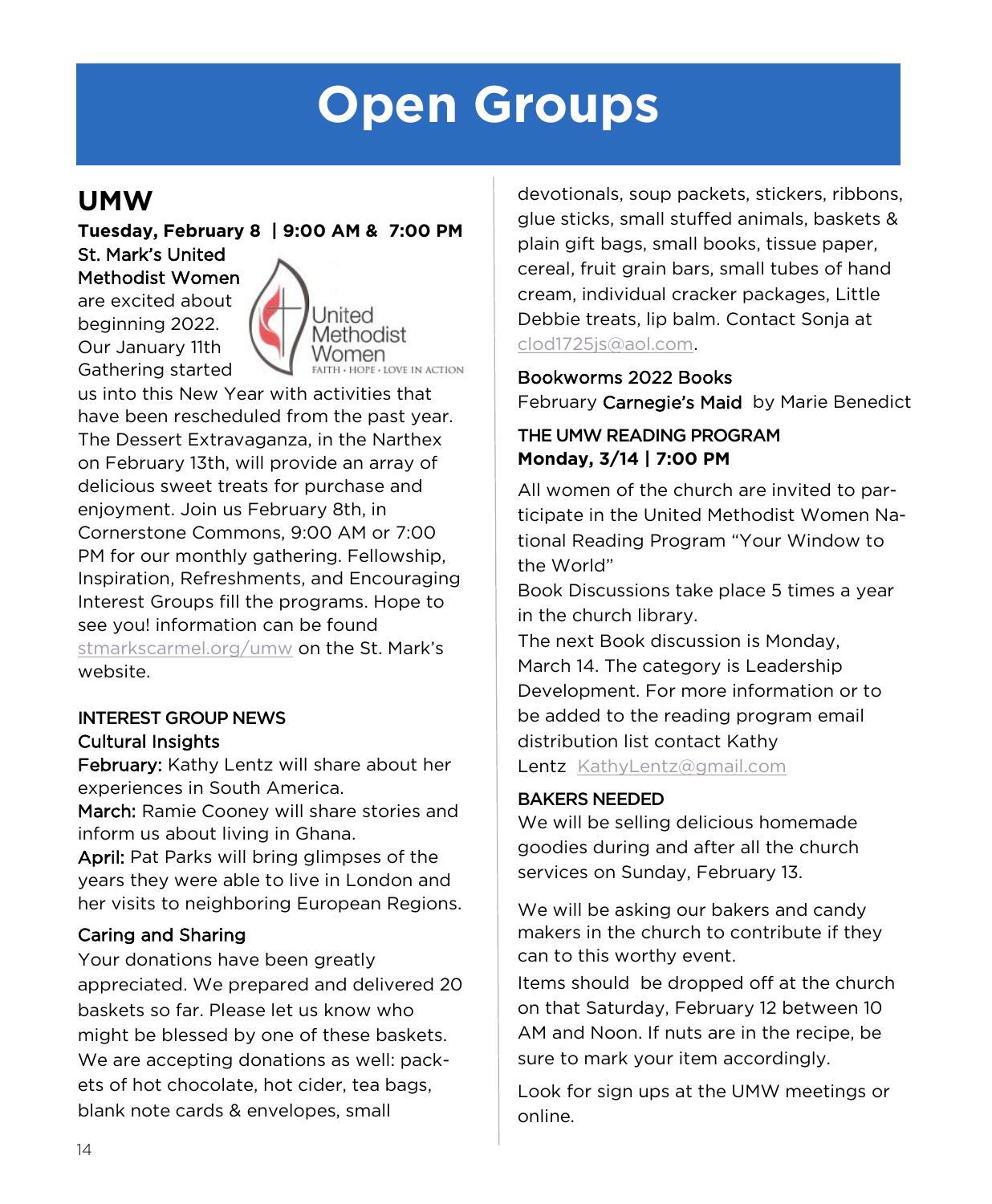# Open Groups

## UMW

**Tuesday, February 8 | 9:00 AM & 7:00 PM**

St. Mark's United Methodist Women are excited about beginning 2022. Our January 11th Gathering started us into this New Year with activities that have been rescheduled from the past year. The Dessert Extravaganza, in the Narthex on February 13th, will provide an array of delicious sweet treats for purchase and enjoyment. Join us February 8th, in Cornerstone Commons, 9:00 AM or 7:00 PM for our monthly gathering. Fellowship, Inspiration, Refreshments, and Encouraging Interest Groups fill the programs. Hope to see you! information can be found stmarkscarmel.org/umw on the St. Mark's website.

### INTEREST GROUP NEWS

**Cultural Insights**

**February:** Kathy Lentz will share about her experiences in South America.

**March:** Ramie Cooney will share stories and inform us about living in Ghana.

**April:** Pat Parks will bring glimpses of the years they were able to live in London and her visits to neighboring European Regions.

**Caring and Sharing**

Your donations have been greatly appreciated. We prepared and delivered 20 baskets so far. Please let us know who might be blessed by one of these baskets. We are accepting donations as well: packets of hot chocolate, hot cider, tea bags, blank note cards & envelopes, small devotionals, soup packets, stickers, ribbons, glue sticks, small stuffed animals, baskets & plain gift bags, small books, tissue paper, cereal, fruit grain bars, small tubes of hand cream, individual cracker packages, Little Debbie treats, lip balm. Contact Sonja at clod1725js@aol.com.

**Bookworms 2022 Books**

February **Carnegie's Maid** by Marie Benedict

### THE UMW READING PROGRAM

**Monday, 3/14 | 7:00 PM**

All women of the church are invited to participate in the United Methodist Women National Reading Program "Your Window to the World"

Book Discussions take place 5 times a year in the church library.

The next Book discussion is Monday, March 14. The category is Leadership Development. For more information or to be added to the reading program email distribution list contact Kathy Lentz KathyLentz@gmail.com

### BAKERS NEEDED

We will be selling delicious homemade goodies during and after all the church services on Sunday, February 13.

We will be asking our bakers and candy makers in the church to contribute if they can to this worthy event.

Items should be dropped off at the church on that Saturday, February 12 between 10 AM and Noon. If nuts are in the recipe, be sure to mark your item accordingly.

Look for sign ups at the UMW meetings or online.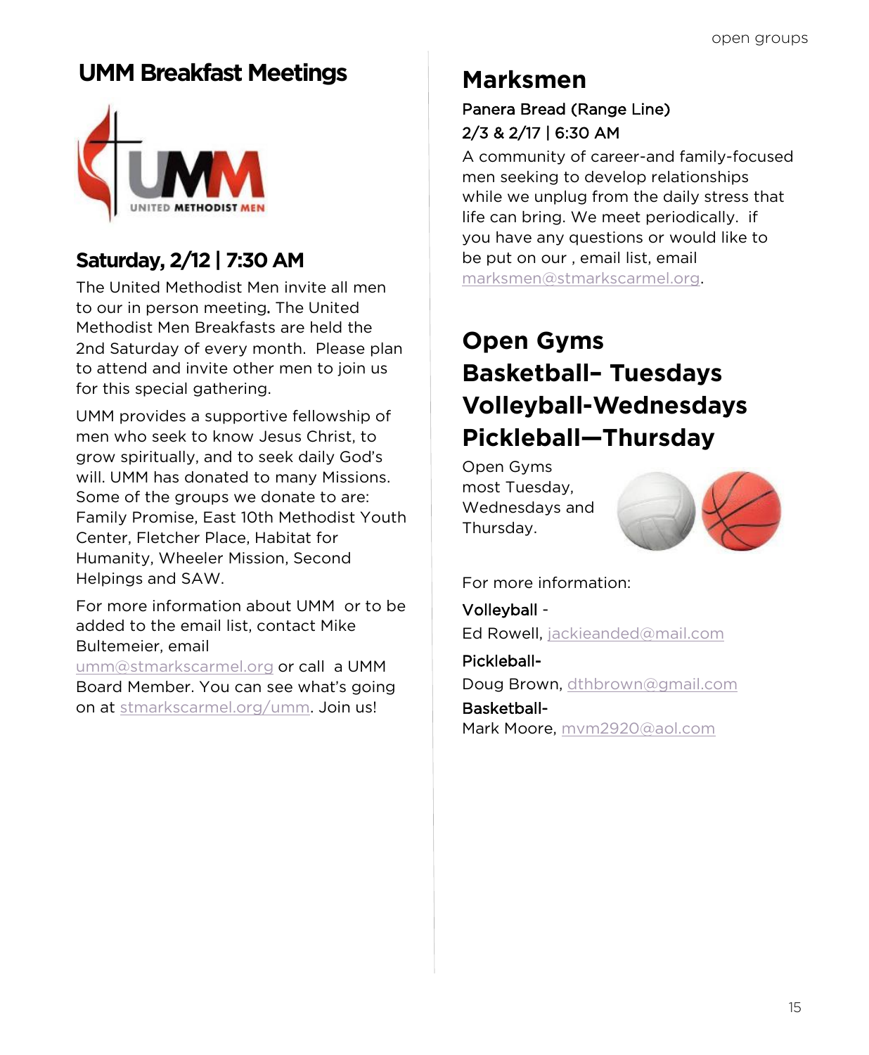## UMM Breakfast Meetings

### Saturday, 2/12 | 7:30 AM

The United Methodist Men invite all men to our in person meeting. The United Methodist Men Breakfasts are held the 2nd Saturday of every month. Please plan to attend and invite other men to join us for this special gathering.

UMM provides a supportive fellowship of men who seek to know Jesus Christ, to grow spiritually, and to seek daily God's will. UMM has donated to many Missions. Some of the groups we donate to are: Family Promise, East 10th Methodist Youth Center, Fletcher Place, Habitat for Humanity, Wheeler Mission, Second Helpings and SAW.

For more information about UMM or to be added to the email list, contact Mike Bultemeier, email umm@stmarkscarmel.org or call a UMM Board Member. You can see what's going on at stmarkscarmel.org/umm. Join us!

## Marksmen

**Panera Bread (Range Line)**
**2/3 & 2/17 | 6:30 AM**

A community of career-and family-focused men seeking to develop relationships while we unplug from the daily stress that life can bring. We meet periodically. if you have any questions or would like to be put on our , email list, email marksmen@stmarkscarmel.org.

## Open Gyms
## Basketball– Tuesdays
## Volleyball-Wednesdays
## Pickleball—Thursday

Open Gyms most Tuesday, Wednesdays and Thursday.

For more information:

**Volleyball** -
Ed Rowell, jackieanded@mail.com

**Pickleball-**
Doug Brown, dthbrown@gmail.com

**Basketball-**
Mark Moore, mvm2920@aol.com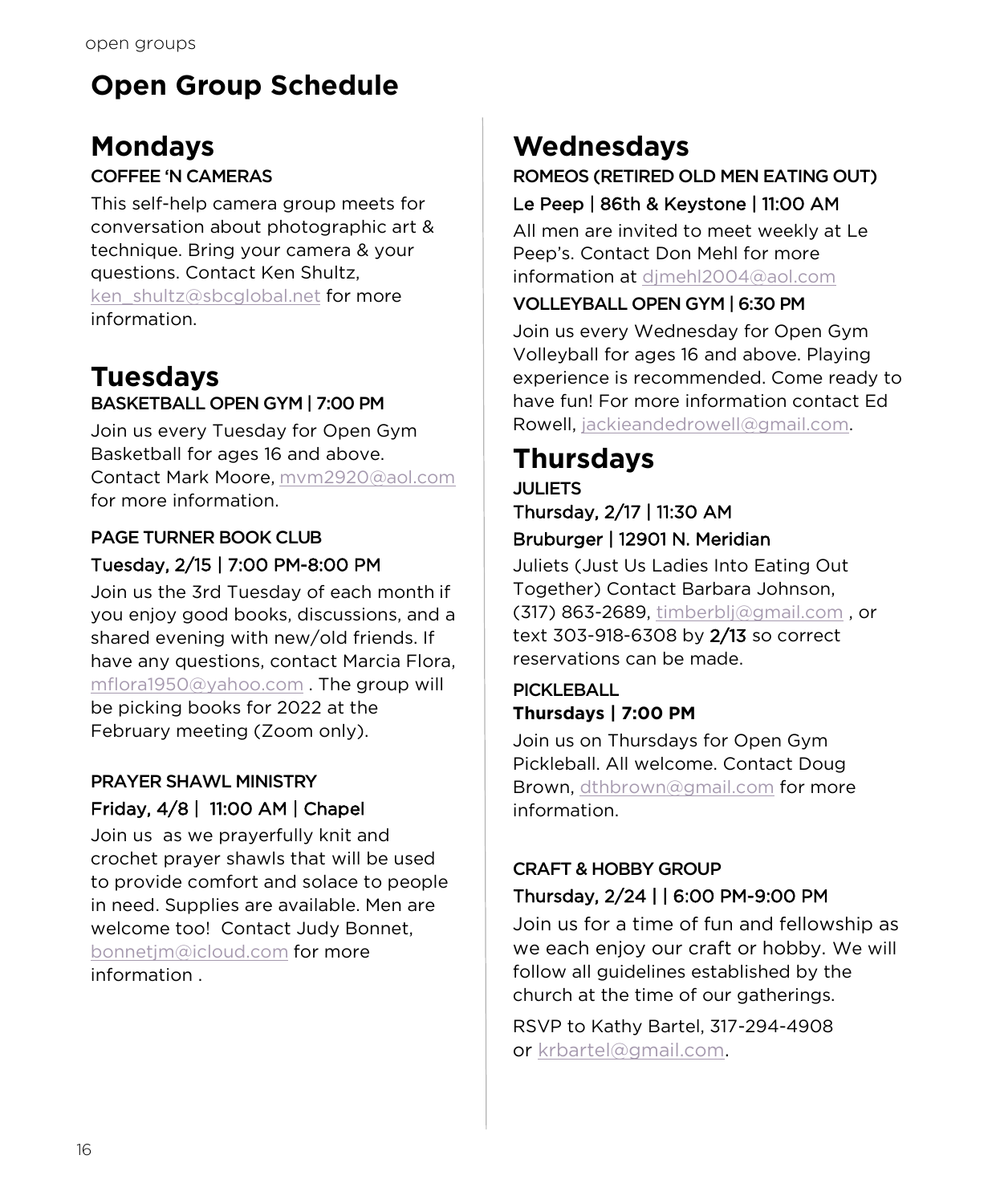# Open Group Schedule

## Mondays

### COFFEE 'N CAMERAS

This self-help camera group meets for conversation about photographic art & technique. Bring your camera & your questions. Contact Ken Shultz, ken_shultz@sbcglobal.net for more information.

## Tuesdays

### BASKETBALL OPEN GYM | 7:00 PM

Join us every Tuesday for Open Gym Basketball for ages 16 and above. Contact Mark Moore, mvm2920@aol.com for more information.

### PAGE TURNER BOOK CLUB

Tuesday, 2/15 | 7:00 PM-8:00 PM

Join us the 3rd Tuesday of each month if you enjoy good books, discussions, and a shared evening with new/old friends. If have any questions, contact Marcia Flora, mflora1950@yahoo.com . The group will be picking books for 2022 at the February meeting (Zoom only).

### PRAYER SHAWL MINISTRY

Friday, 4/8 | 11:00 AM | Chapel

Join us as we prayerfully knit and crochet prayer shawls that will be used to provide comfort and solace to people in need. Supplies are available. Men are welcome too! Contact Judy Bonnet, bonnetjm@icloud.com for more information .

## Wednesdays

### ROMEOS (RETIRED OLD MEN EATING OUT)

Le Peep | 86th & Keystone | 11:00 AM

All men are invited to meet weekly at Le Peep's. Contact Don Mehl for more information at djmehl2004@aol.com

### VOLLEYBALL OPEN GYM | 6:30 PM

Join us every Wednesday for Open Gym Volleyball for ages 16 and above. Playing experience is recommended. Come ready to have fun! For more information contact Ed Rowell, jackieandedrowell@gmail.com.

## Thursdays

### JULIETS

Thursday, 2/17 | 11:30 AM

Bruburger | 12901 N. Meridian

Juliets (Just Us Ladies Into Eating Out Together) Contact Barbara Johnson, (317) 863-2689, timberblj@gmail.com , or text 303-918-6308 by **2/13** so correct reservations can be made.

### PICKLEBALL

**Thursdays | 7:00 PM**

Join us on Thursdays for Open Gym Pickleball. All welcome. Contact Doug Brown, dthbrown@gmail.com for more information.

### CRAFT & HOBBY GROUP

Thursday, 2/24 | | 6:00 PM-9:00 PM

Join us for a time of fun and fellowship as we each enjoy our craft or hobby. We will follow all guidelines established by the church at the time of our gatherings.

RSVP to Kathy Bartel, 317-294-4908 or krbartel@gmail.com.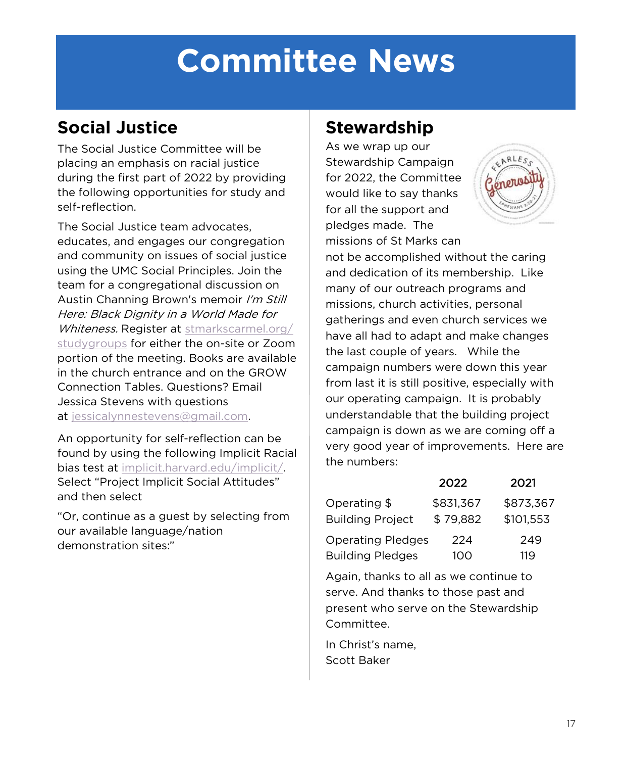# Committee News

## Social Justice

The Social Justice Committee will be placing an emphasis on racial justice during the first part of 2022 by providing the following opportunities for study and self-reflection.

The Social Justice team advocates, educates, and engages our congregation and community on issues of social justice using the UMC Social Principles. Join the team for a congregational discussion on Austin Channing Brown's memoir *I'm Still Here: Black Dignity in a World Made for Whiteness.* Register at stmarkscarmel.org/studygroups for either the on-site or Zoom portion of the meeting. Books are available in the church entrance and on the GROW Connection Tables. Questions? Email Jessica Stevens with questions at jessicalynnestevens@gmail.com.

An opportunity for self-reflection can be found by using the following Implicit Racial bias test at implicit.harvard.edu/implicit/. Select "Project Implicit Social Attitudes" and then select

"Or, continue as a guest by selecting from our available language/nation demonstration sites:"

## Stewardship

As we wrap up our Stewardship Campaign for 2022, the Committee would like to say thanks for all the support and pledges made. The missions of St Marks can not be accomplished without the caring and dedication of its membership. Like many of our outreach programs and missions, church activities, personal gatherings and even church services we have all had to adapt and make changes the last couple of years. While the campaign numbers were down this year from last it is still positive, especially with our operating campaign. It is probably understandable that the building project campaign is down as we are coming off a very good year of improvements. Here are the numbers:

| | 2022 | 2021 |
|---|---|---|
| Operating $ | $831,367 | $873,367 |
| Building Project | $ 79,882 | $101,553 |
| Operating Pledges | 224 | 249 |
| Building Pledges | 100 | 119 |

Again, thanks to all as we continue to serve. And thanks to those past and present who serve on the Stewardship Committee.

In Christ's name,
Scott Baker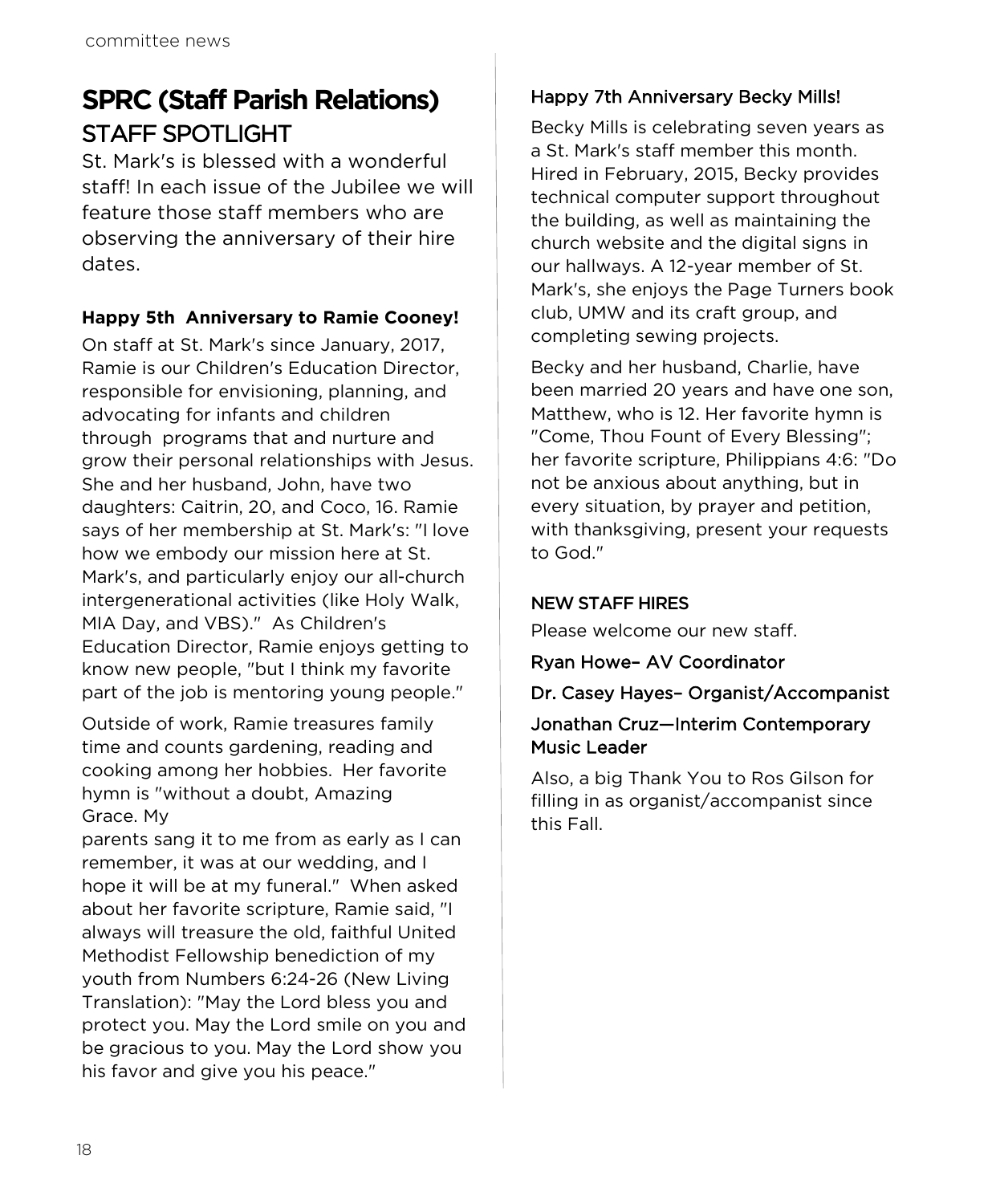committee news

# SPRC (Staff Parish Relations)

## STAFF SPOTLIGHT

St. Mark's is blessed with a wonderful staff! In each issue of the Jubilee we will feature those staff members who are observing the anniversary of their hire dates.

### Happy 5th  Anniversary to Ramie Cooney!

On staff at St. Mark's since January, 2017, Ramie is our Children's Education Director, responsible for envisioning, planning, and advocating for infants and children through  programs that and nurture and grow their personal relationships with Jesus. She and her husband, John, have two daughters: Caitrin, 20, and Coco, 16. Ramie says of her membership at St. Mark's: "I love how we embody our mission here at St. Mark's, and particularly enjoy our all-church intergenerational activities (like Holy Walk, MIA Day, and VBS)."  As Children's Education Director, Ramie enjoys getting to know new people, "but I think my favorite part of the job is mentoring young people."

Outside of work, Ramie treasures family time and counts gardening, reading and cooking among her hobbies.  Her favorite hymn is "without a doubt, Amazing Grace. My parents sang it to me from as early as I can remember, it was at our wedding, and I hope it will be at my funeral."  When asked about her favorite scripture, Ramie said, "I always will treasure the old, faithful United Methodist Fellowship benediction of my youth from Numbers 6:24-26 (New Living Translation): "May the Lord bless you and protect you. May the Lord smile on you and be gracious to you. May the Lord show you his favor and give you his peace."

### Happy 7th Anniversary Becky Mills!

Becky Mills is celebrating seven years as a St. Mark's staff member this month. Hired in February, 2015, Becky provides technical computer support throughout the building, as well as maintaining the church website and the digital signs in our hallways. A 12-year member of St. Mark's, she enjoys the Page Turners book club, UMW and its craft group, and completing sewing projects.

Becky and her husband, Charlie, have been married 20 years and have one son, Matthew, who is 12. Her favorite hymn is "Come, Thou Fount of Every Blessing"; her favorite scripture, Philippians 4:6: "Do not be anxious about anything, but in every situation, by prayer and petition, with thanksgiving, present your requests to God."

### NEW STAFF HIRES

Please welcome our new staff.

Ryan Howe– AV Coordinator

Dr. Casey Hayes– Organist/Accompanist

Jonathan Cruz—Interim Contemporary Music Leader

Also, a big Thank You to Ros Gilson for filling in as organist/accompanist since this Fall.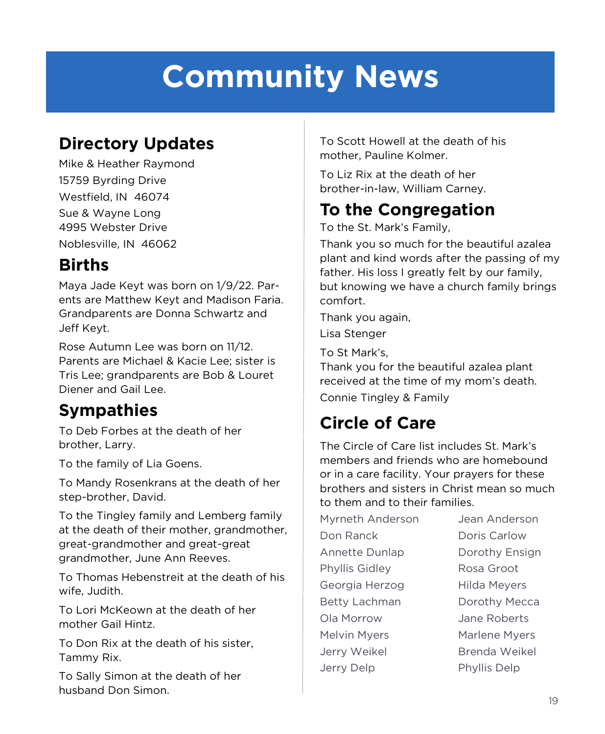# Community News

## Directory Updates

Mike & Heather Raymond
15759 Byrding Drive
Westfield, IN 46074

Sue & Wayne Long
4995 Webster Drive
Noblesville, IN 46062

## Births

Maya Jade Keyt was born on 1/9/22. Parents are Matthew Keyt and Madison Faria. Grandparents are Donna Schwartz and Jeff Keyt.

Rose Autumn Lee was born on 11/12. Parents are Michael & Kacie Lee; sister is Tris Lee; grandparents are Bob & Louret Diener and Gail Lee.

## Sympathies

To Deb Forbes at the death of her brother, Larry.

To the family of Lia Goens.

To Mandy Rosenkrans at the death of her step-brother, David.

To the Tingley family and Lemberg family at the death of their mother, grandmother, great-grandmother and great-great grandmother, June Ann Reeves.

To Thomas Hebenstreit at the death of his wife, Judith.

To Lori McKeown at the death of her mother Gail Hintz.

To Don Rix at the death of his sister, Tammy Rix.

To Sally Simon at the death of her husband Don Simon.

To Scott Howell at the death of his mother, Pauline Kolmer.

To Liz Rix at the death of her brother-in-law, William Carney.

## To the Congregation

To the St. Mark's Family,

Thank you so much for the beautiful azalea plant and kind words after the passing of my father. His loss I greatly felt by our family, but knowing we have a church family brings comfort.

Thank you again,

Lisa Stenger

To St Mark's,
Thank you for the beautiful azalea plant received at the time of my mom's death.

Connie Tingley & Family

## Circle of Care

The Circle of Care list includes St. Mark's members and friends who are homebound or in a care facility. Your prayers for these brothers and sisters in Christ mean so much to them and to their families.

Myrneth Anderson
Jean Anderson
Don Ranck
Doris Carlow
Annette Dunlap
Dorothy Ensign
Phyllis Gidley
Rosa Groot
Georgia Herzog
Hilda Meyers
Betty Lachman
Dorothy Mecca
Ola Morrow
Jane Roberts
Melvin Myers
Marlene Myers
Jerry Weikel
Brenda Weikel
Jerry Delp
Phyllis Delp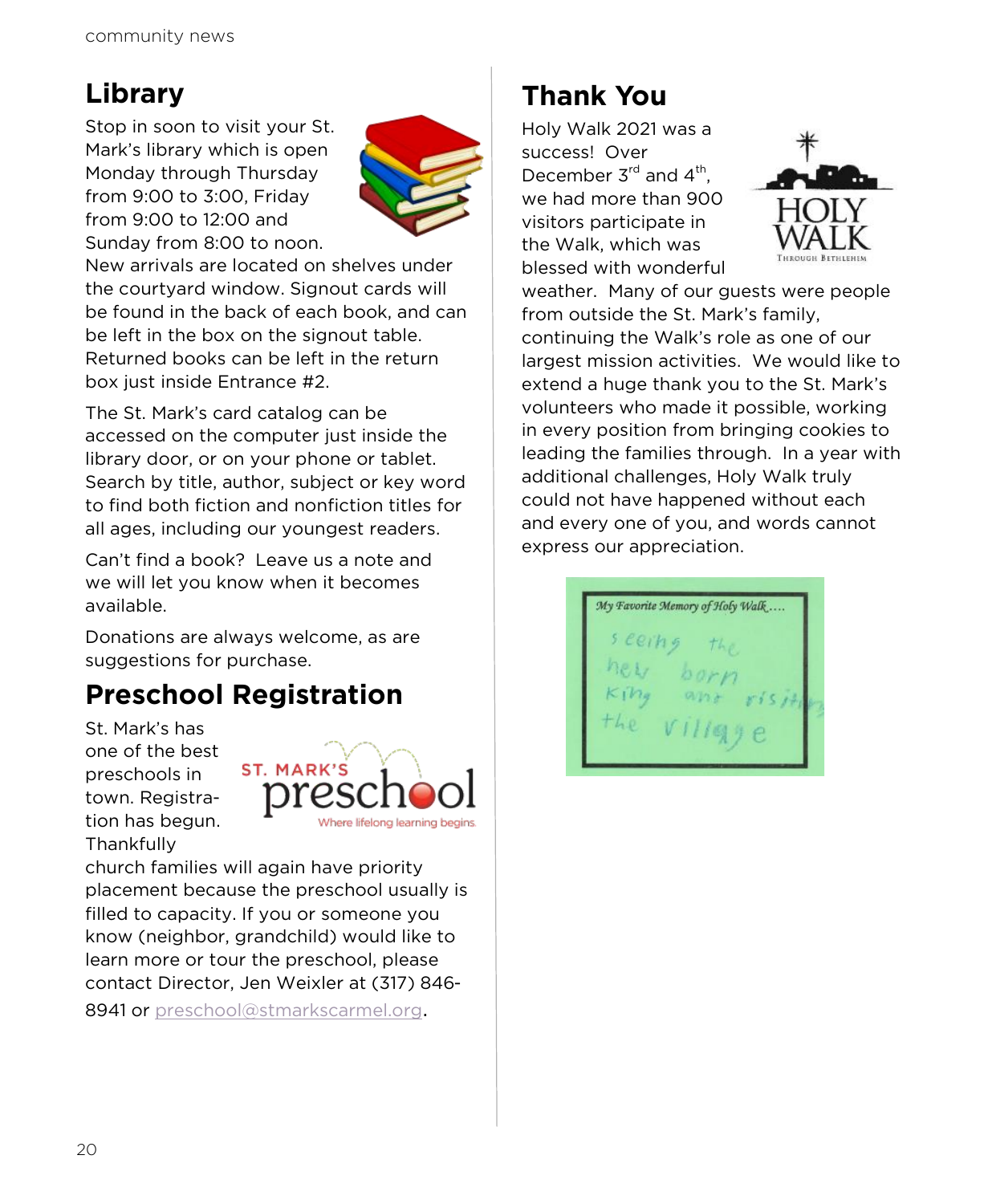## Library

Stop in soon to visit your St. Mark's library which is open Monday through Thursday from 9:00 to 3:00, Friday from 9:00 to 12:00 and Sunday from 8:00 to noon. New arrivals are located on shelves under the courtyard window. Signout cards will be found in the back of each book, and can be left in the box on the signout table. Returned books can be left in the return box just inside Entrance #2.

The St. Mark's card catalog can be accessed on the computer just inside the library door, or on your phone or tablet. Search by title, author, subject or key word to find both fiction and nonfiction titles for all ages, including our youngest readers.

Can't find a book? Leave us a note and we will let you know when it becomes available.

Donations are always welcome, as are suggestions for purchase.

## Preschool Registration

St. Mark's has one of the best preschools in town. Registration has begun. Thankfully church families will again have priority placement because the preschool usually is filled to capacity. If you or someone you know (neighbor, grandchild) would like to learn more or tour the preschool, please contact Director, Jen Weixler at (317) 846-8941 or preschool@stmarkscarmel.org.

## Thank You

Holy Walk 2021 was a success! Over December 3rd and 4th, we had more than 900 visitors participate in the Walk, which was blessed with wonderful weather. Many of our guests were people from outside the St. Mark's family, continuing the Walk's role as one of our largest mission activities. We would like to extend a huge thank you to the St. Mark's volunteers who made it possible, working in every position from bringing cookies to leading the families through. In a year with additional challenges, Holy Walk truly could not have happened without each and every one of you, and words cannot express our appreciation.

*My Favorite Memory of Holy Walk....*

seeing the new born King and visiting the village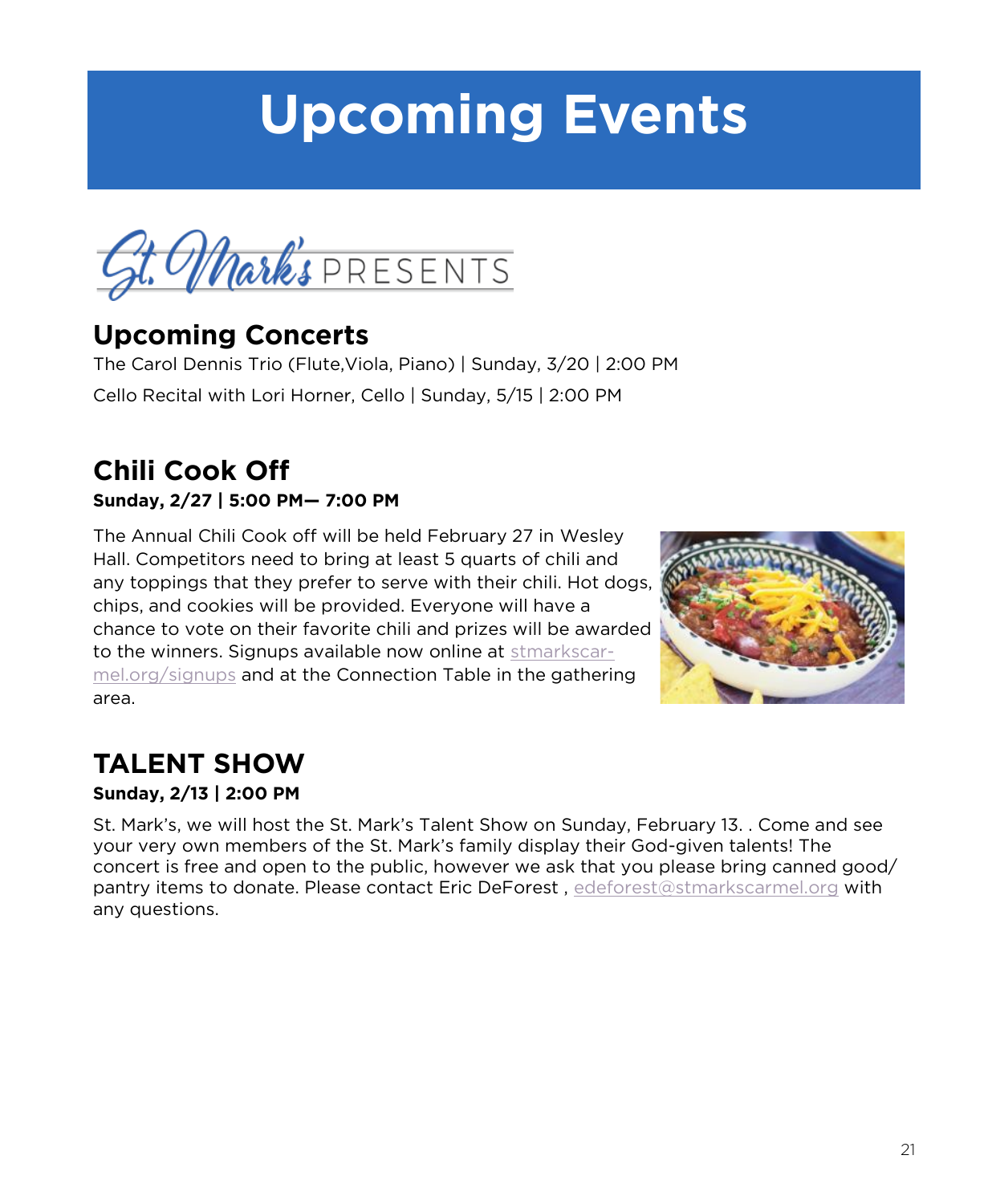# Upcoming Events

St. Mark's PRESENTS

## Upcoming Concerts

The Carol Dennis Trio (Flute,Viola, Piano) | Sunday, 3/20 | 2:00 PM

Cello Recital with Lori Horner, Cello | Sunday, 5/15 | 2:00 PM

## Chili Cook Off

**Sunday, 2/27 | 5:00 PM— 7:00 PM**

The Annual Chili Cook off will be held February 27 in Wesley Hall. Competitors need to bring at least 5 quarts of chili and any toppings that they prefer to serve with their chili. Hot dogs, chips, and cookies will be provided. Everyone will have a chance to vote on their favorite chili and prizes will be awarded to the winners. Signups available now online at stmarkscarmel.org/signups and at the Connection Table in the gathering area.

## TALENT SHOW

**Sunday, 2/13 | 2:00 PM**

St. Mark's, we will host the St. Mark's Talent Show on Sunday, February 13. . Come and see your very own members of the St. Mark's family display their God-given talents! The concert is free and open to the public, however we ask that you please bring canned good/pantry items to donate. Please contact Eric DeForest , edeforest@stmarkscarmel.org with any questions.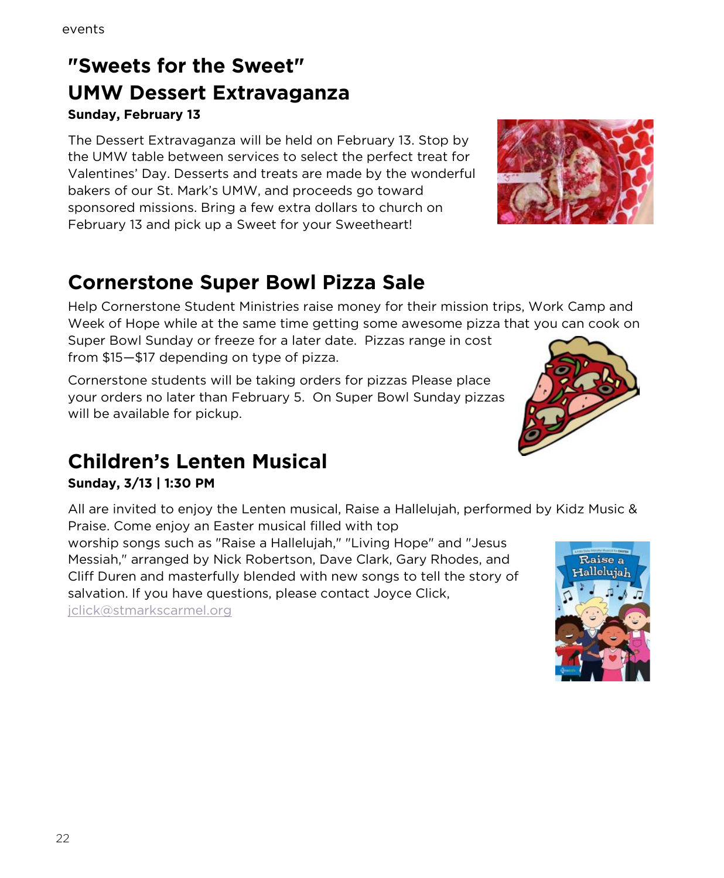## "Sweets for the Sweet"
## UMW Dessert Extravaganza

**Sunday, February 13**

The Dessert Extravaganza will be held on February 13. Stop by the UMW table between services to select the perfect treat for Valentines' Day. Desserts and treats are made by the wonderful bakers of our St. Mark's UMW, and proceeds go toward sponsored missions. Bring a few extra dollars to church on February 13 and pick up a Sweet for your Sweetheart!

## Cornerstone Super Bowl Pizza Sale

Help Cornerstone Student Ministries raise money for their mission trips, Work Camp and Week of Hope while at the same time getting some awesome pizza that you can cook on Super Bowl Sunday or freeze for a later date. Pizzas range in cost from $15—$17 depending on type of pizza.

Cornerstone students will be taking orders for pizzas Please place your orders no later than February 5. On Super Bowl Sunday pizzas will be available for pickup.

## Children's Lenten Musical

**Sunday, 3/13 | 1:30 PM**

All are invited to enjoy the Lenten musical, Raise a Hallelujah, performed by Kidz Music & Praise. Come enjoy an Easter musical filled with top worship songs such as "Raise a Hallelujah," "Living Hope" and "Jesus Messiah," arranged by Nick Robertson, Dave Clark, Gary Rhodes, and Cliff Duren and masterfully blended with new songs to tell the story of salvation. If you have questions, please contact Joyce Click, jclick@stmarkscarmel.org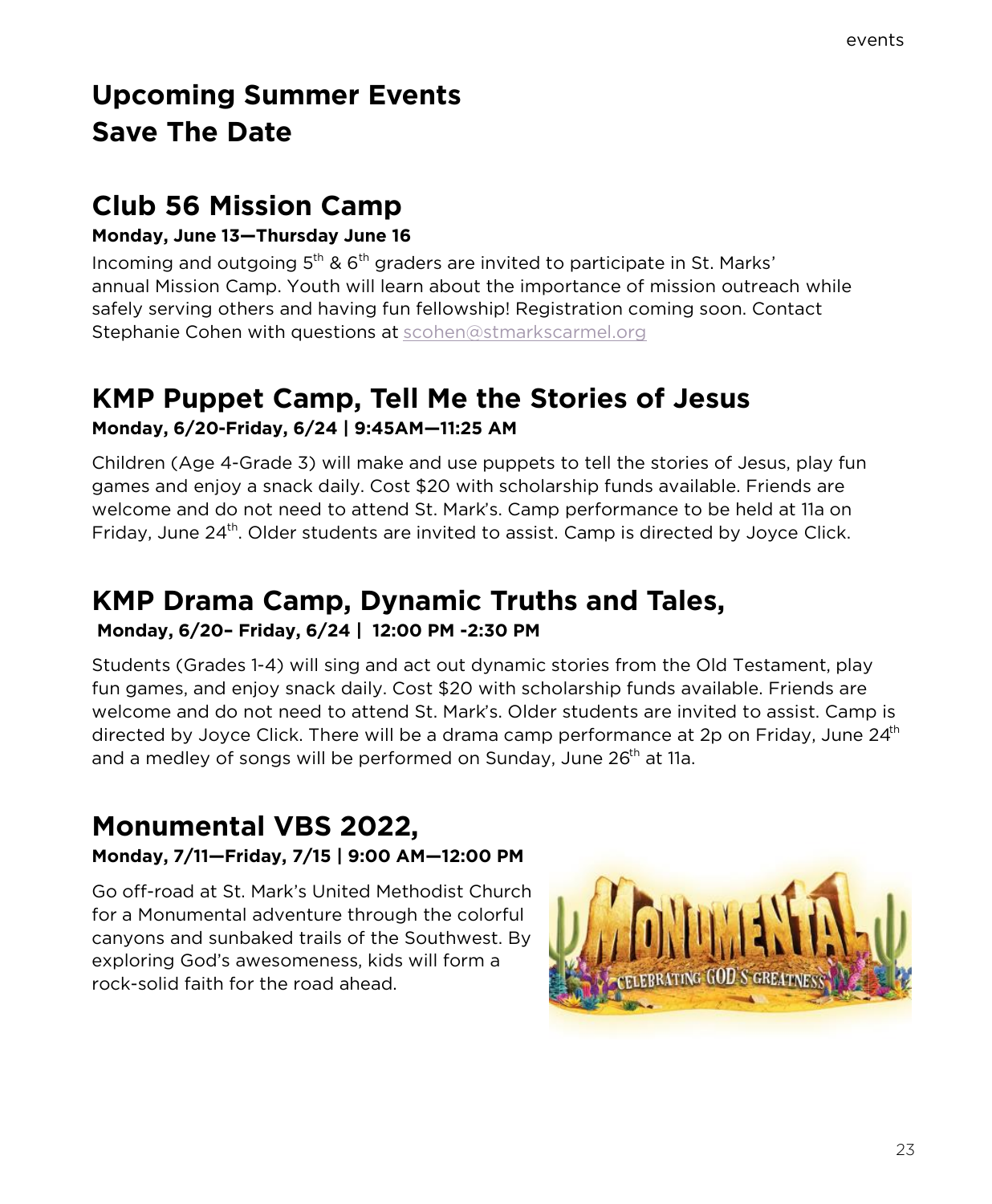# Upcoming Summer Events
# Save The Date

## Club 56 Mission Camp

**Monday, June 13—Thursday June 16**

Incoming and outgoing 5th & 6th graders are invited to participate in St. Marks' annual Mission Camp. Youth will learn about the importance of mission outreach while safely serving others and having fun fellowship! Registration coming soon. Contact Stephanie Cohen with questions at scohen@stmarkscarmel.org

## KMP Puppet Camp, Tell Me the Stories of Jesus

**Monday, 6/20-Friday, 6/24 | 9:45AM—11:25 AM**

Children (Age 4-Grade 3) will make and use puppets to tell the stories of Jesus, play fun games and enjoy a snack daily. Cost $20 with scholarship funds available. Friends are welcome and do not need to attend St. Mark's. Camp performance to be held at 11a on Friday, June 24th. Older students are invited to assist. Camp is directed by Joyce Click.

## KMP Drama Camp, Dynamic Truths and Tales,

**Monday, 6/20– Friday, 6/24 | 12:00 PM -2:30 PM**

Students (Grades 1-4) will sing and act out dynamic stories from the Old Testament, play fun games, and enjoy snack daily. Cost $20 with scholarship funds available. Friends are welcome and do not need to attend St. Mark's. Older students are invited to assist. Camp is directed by Joyce Click. There will be a drama camp performance at 2p on Friday, June 24th and a medley of songs will be performed on Sunday, June 26th at 11a.

## Monumental VBS 2022,

**Monday, 7/11—Friday, 7/15 | 9:00 AM—12:00 PM**

Go off-road at St. Mark's United Methodist Church for a Monumental adventure through the colorful canyons and sunbaked trails of the Southwest. By exploring God's awesomeness, kids will form a rock-solid faith for the road ahead.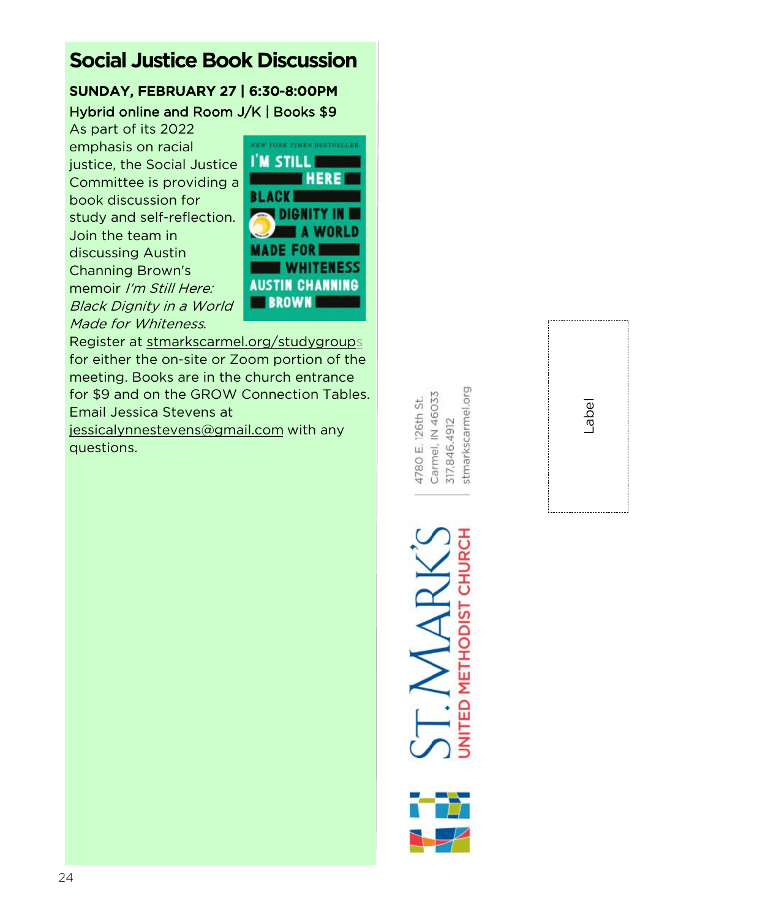## Social Justice Book Discussion

**SUNDAY, FEBRUARY 27 | 6:30-8:00PM**

Hybrid online and Room J/K | Books $9

As part of its 2022 emphasis on racial justice, the Social Justice Committee is providing a book discussion for study and self-reflection. Join the team in discussing Austin Channing Brown's memoir *I'm Still Here: Black Dignity in a World Made for Whiteness*.

Register at stmarkscarmel.org/studygroups for either the on-site or Zoom portion of the meeting. Books are in the church entrance for $9 and on the GROW Connection Tables. Email Jessica Stevens at jessicalynnestevens@gmail.com with any questions.

ST. MARK'S UNITED METHODIST CHURCH

4780 E. 126th St.
Carmel, IN 46033
317.846.4912
stmarkscarmel.org

Label